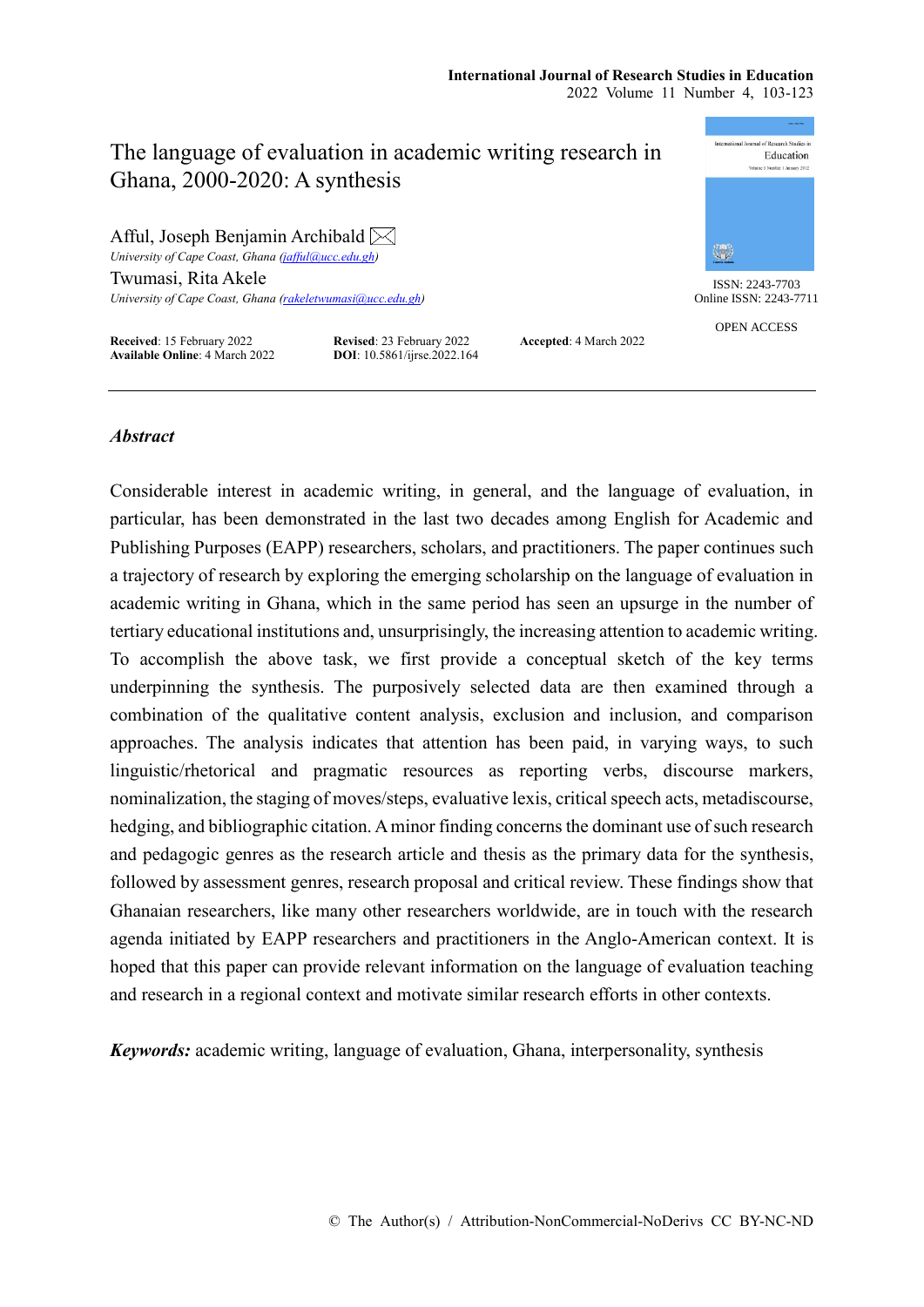International Journal of Research Studies in Education
2022 Volume 11 Number 4, 103-123

# The language of evaluation in academic writing research in Ghana, 2000-2020: A synthesis

Afful, Joseph Benjamin Archibald
*University of Cape Coast, Ghana (jafful@ucc.edu.gh)*

Twumasi, Rita Akele
*University of Cape Coast, Ghana (rakeletwumasi@ucc.edu.gh)*

ISSN: 2243-7703
Online ISSN: 2243-7711

OPEN ACCESS

**Received**: 15 February 2022 **Revised**: 23 February 2022 **Accepted**: 4 March 2022
**Available Online**: 4 March 2022 **DOI**: 10.5861/ijrse.2022.164

## *Abstract*

Considerable interest in academic writing, in general, and the language of evaluation, in particular, has been demonstrated in the last two decades among English for Academic and Publishing Purposes (EAPP) researchers, scholars, and practitioners. The paper continues such a trajectory of research by exploring the emerging scholarship on the language of evaluation in academic writing in Ghana, which in the same period has seen an upsurge in the number of tertiary educational institutions and, unsurprisingly, the increasing attention to academic writing. To accomplish the above task, we first provide a conceptual sketch of the key terms underpinning the synthesis. The purposively selected data are then examined through a combination of the qualitative content analysis, exclusion and inclusion, and comparison approaches. The analysis indicates that attention has been paid, in varying ways, to such linguistic/rhetorical and pragmatic resources as reporting verbs, discourse markers, nominalization, the staging of moves/steps, evaluative lexis, critical speech acts, metadiscourse, hedging, and bibliographic citation. A minor finding concerns the dominant use of such research and pedagogic genres as the research article and thesis as the primary data for the synthesis, followed by assessment genres, research proposal and critical review. These findings show that Ghanaian researchers, like many other researchers worldwide, are in touch with the research agenda initiated by EAPP researchers and practitioners in the Anglo-American context. It is hoped that this paper can provide relevant information on the language of evaluation teaching and research in a regional context and motivate similar research efforts in other contexts.

***Keywords:*** academic writing, language of evaluation, Ghana, interpersonality, synthesis

© The Author(s) / Attribution-NonCommercial-NoDerivs CC BY-NC-ND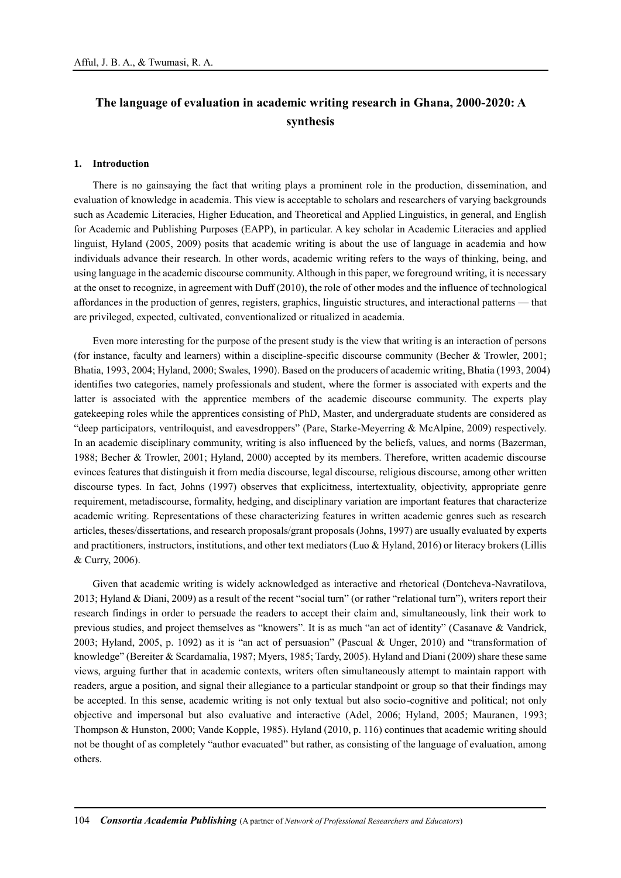# The language of evaluation in academic writing research in Ghana, 2000-2020: A synthesis

## 1. Introduction

There is no gainsaying the fact that writing plays a prominent role in the production, dissemination, and evaluation of knowledge in academia. This view is acceptable to scholars and researchers of varying backgrounds such as Academic Literacies, Higher Education, and Theoretical and Applied Linguistics, in general, and English for Academic and Publishing Purposes (EAPP), in particular. A key scholar in Academic Literacies and applied linguist, Hyland (2005, 2009) posits that academic writing is about the use of language in academia and how individuals advance their research. In other words, academic writing refers to the ways of thinking, being, and using language in the academic discourse community. Although in this paper, we foreground writing, it is necessary at the onset to recognize, in agreement with Duff (2010), the role of other modes and the influence of technological affordances in the production of genres, registers, graphics, linguistic structures, and interactional patterns — that are privileged, expected, cultivated, conventionalized or ritualized in academia.

Even more interesting for the purpose of the present study is the view that writing is an interaction of persons (for instance, faculty and learners) within a discipline-specific discourse community (Becher & Trowler, 2001; Bhatia, 1993, 2004; Hyland, 2000; Swales, 1990). Based on the producers of academic writing, Bhatia (1993, 2004) identifies two categories, namely professionals and student, where the former is associated with experts and the latter is associated with the apprentice members of the academic discourse community. The experts play gatekeeping roles while the apprentices consisting of PhD, Master, and undergraduate students are considered as "deep participators, ventriloquist, and eavesdroppers" (Pare, Starke-Meyerring & McAlpine, 2009) respectively. In an academic disciplinary community, writing is also influenced by the beliefs, values, and norms (Bazerman, 1988; Becher & Trowler, 2001; Hyland, 2000) accepted by its members. Therefore, written academic discourse evinces features that distinguish it from media discourse, legal discourse, religious discourse, among other written discourse types. In fact, Johns (1997) observes that explicitness, intertextuality, objectivity, appropriate genre requirement, metadiscourse, formality, hedging, and disciplinary variation are important features that characterize academic writing. Representations of these characterizing features in written academic genres such as research articles, theses/dissertations, and research proposals/grant proposals (Johns, 1997) are usually evaluated by experts and practitioners, instructors, institutions, and other text mediators (Luo & Hyland, 2016) or literacy brokers (Lillis & Curry, 2006).

Given that academic writing is widely acknowledged as interactive and rhetorical (Dontcheva-Navratilova, 2013; Hyland & Diani, 2009) as a result of the recent "social turn" (or rather "relational turn"), writers report their research findings in order to persuade the readers to accept their claim and, simultaneously, link their work to previous studies, and project themselves as "knowers". It is as much "an act of identity" (Casanave & Vandrick, 2003; Hyland, 2005, p. 1092) as it is "an act of persuasion" (Pascual & Unger, 2010) and "transformation of knowledge" (Bereiter & Scardamalia, 1987; Myers, 1985; Tardy, 2005). Hyland and Diani (2009) share these same views, arguing further that in academic contexts, writers often simultaneously attempt to maintain rapport with readers, argue a position, and signal their allegiance to a particular standpoint or group so that their findings may be accepted. In this sense, academic writing is not only textual but also socio-cognitive and political; not only objective and impersonal but also evaluative and interactive (Adel, 2006; Hyland, 2005; Mauranen, 1993; Thompson & Hunston, 2000; Vande Kopple, 1985). Hyland (2010, p. 116) continues that academic writing should not be thought of as completely "author evacuated" but rather, as consisting of the language of evaluation, among others.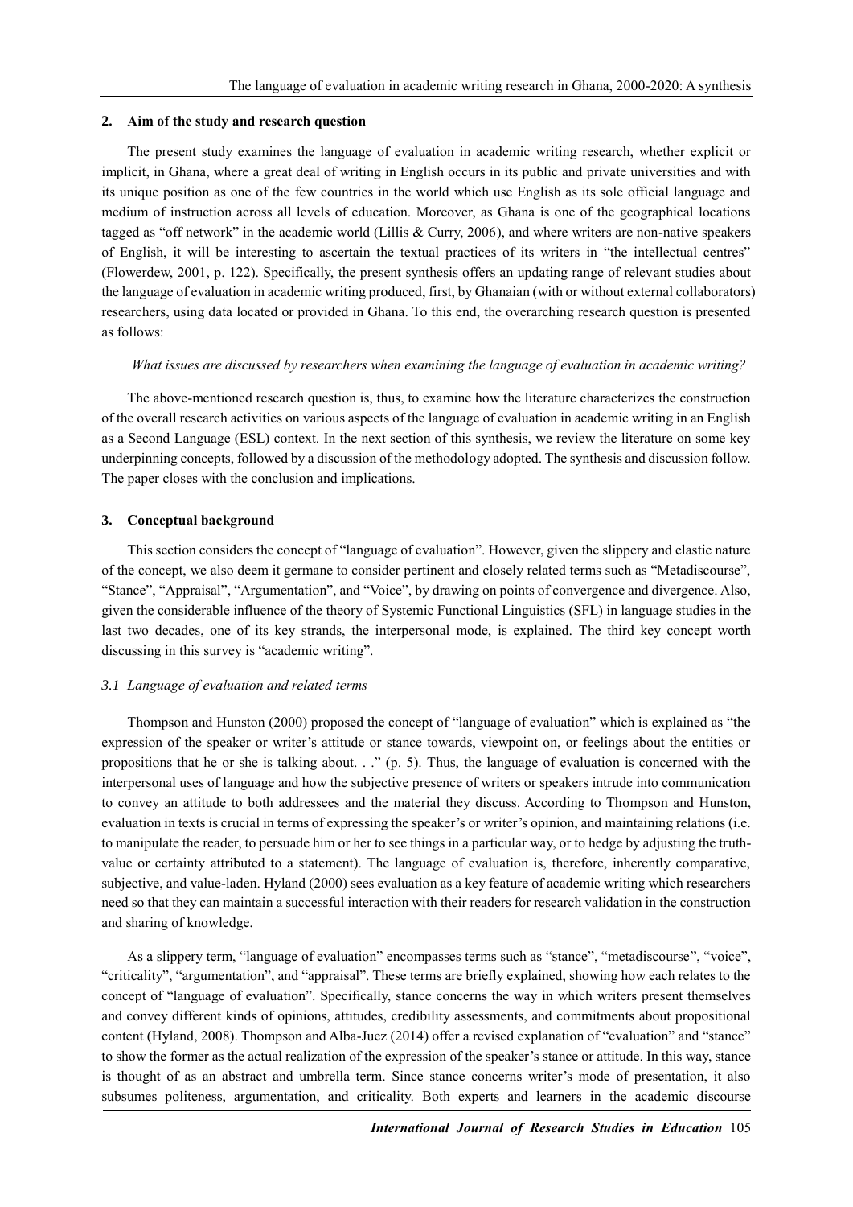## 2. Aim of the study and research question

The present study examines the language of evaluation in academic writing research, whether explicit or implicit, in Ghana, where a great deal of writing in English occurs in its public and private universities and with its unique position as one of the few countries in the world which use English as its sole official language and medium of instruction across all levels of education. Moreover, as Ghana is one of the geographical locations tagged as "off network" in the academic world (Lillis & Curry, 2006), and where writers are non-native speakers of English, it will be interesting to ascertain the textual practices of its writers in "the intellectual centres" (Flowerdew, 2001, p. 122). Specifically, the present synthesis offers an updating range of relevant studies about the language of evaluation in academic writing produced, first, by Ghanaian (with or without external collaborators) researchers, using data located or provided in Ghana. To this end, the overarching research question is presented as follows:

*What issues are discussed by researchers when examining the language of evaluation in academic writing?*

The above-mentioned research question is, thus, to examine how the literature characterizes the construction of the overall research activities on various aspects of the language of evaluation in academic writing in an English as a Second Language (ESL) context. In the next section of this synthesis, we review the literature on some key underpinning concepts, followed by a discussion of the methodology adopted. The synthesis and discussion follow. The paper closes with the conclusion and implications.

## 3. Conceptual background

This section considers the concept of "language of evaluation". However, given the slippery and elastic nature of the concept, we also deem it germane to consider pertinent and closely related terms such as "Metadiscourse", "Stance", "Appraisal", "Argumentation", and "Voice", by drawing on points of convergence and divergence. Also, given the considerable influence of the theory of Systemic Functional Linguistics (SFL) in language studies in the last two decades, one of its key strands, the interpersonal mode, is explained. The third key concept worth discussing in this survey is "academic writing".

### *3.1 Language of evaluation and related terms*

Thompson and Hunston (2000) proposed the concept of "language of evaluation" which is explained as "the expression of the speaker or writer's attitude or stance towards, viewpoint on, or feelings about the entities or propositions that he or she is talking about. . ." (p. 5). Thus, the language of evaluation is concerned with the interpersonal uses of language and how the subjective presence of writers or speakers intrude into communication to convey an attitude to both addressees and the material they discuss. According to Thompson and Hunston, evaluation in texts is crucial in terms of expressing the speaker's or writer's opinion, and maintaining relations (i.e. to manipulate the reader, to persuade him or her to see things in a particular way, or to hedge by adjusting the truth-value or certainty attributed to a statement). The language of evaluation is, therefore, inherently comparative, subjective, and value-laden. Hyland (2000) sees evaluation as a key feature of academic writing which researchers need so that they can maintain a successful interaction with their readers for research validation in the construction and sharing of knowledge.

As a slippery term, "language of evaluation" encompasses terms such as "stance", "metadiscourse", "voice", "criticality", "argumentation", and "appraisal". These terms are briefly explained, showing how each relates to the concept of "language of evaluation". Specifically, stance concerns the way in which writers present themselves and convey different kinds of opinions, attitudes, credibility assessments, and commitments about propositional content (Hyland, 2008). Thompson and Alba-Juez (2014) offer a revised explanation of "evaluation" and "stance" to show the former as the actual realization of the expression of the speaker's stance or attitude. In this way, stance is thought of as an abstract and umbrella term. Since stance concerns writer's mode of presentation, it also subsumes politeness, argumentation, and criticality. Both experts and learners in the academic discourse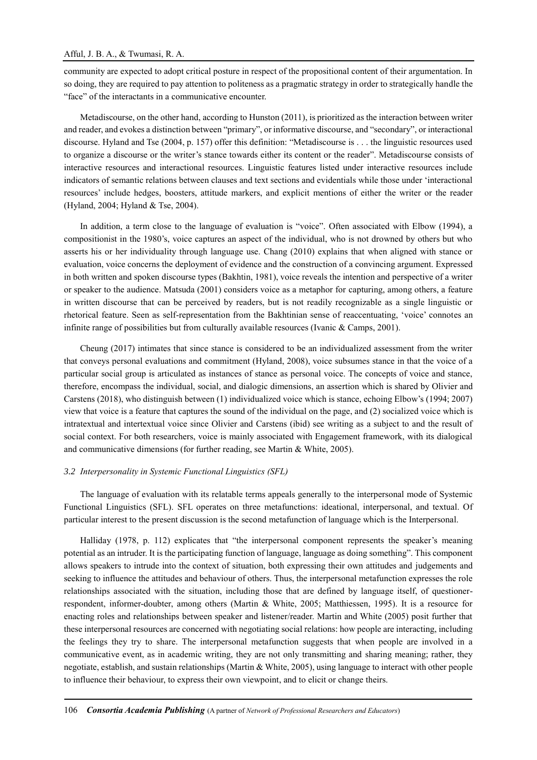community are expected to adopt critical posture in respect of the propositional content of their argumentation. In so doing, they are required to pay attention to politeness as a pragmatic strategy in order to strategically handle the "face" of the interactants in a communicative encounter.

Metadiscourse, on the other hand, according to Hunston (2011), is prioritized as the interaction between writer and reader, and evokes a distinction between "primary", or informative discourse, and "secondary", or interactional discourse. Hyland and Tse (2004, p. 157) offer this definition: "Metadiscourse is . . . the linguistic resources used to organize a discourse or the writer's stance towards either its content or the reader". Metadiscourse consists of interactive resources and interactional resources. Linguistic features listed under interactive resources include indicators of semantic relations between clauses and text sections and evidentials while those under 'interactional resources' include hedges, boosters, attitude markers, and explicit mentions of either the writer or the reader (Hyland, 2004; Hyland & Tse, 2004).

In addition, a term close to the language of evaluation is "voice". Often associated with Elbow (1994), a compositionist in the 1980's, voice captures an aspect of the individual, who is not drowned by others but who asserts his or her individuality through language use. Chang (2010) explains that when aligned with stance or evaluation, voice concerns the deployment of evidence and the construction of a convincing argument. Expressed in both written and spoken discourse types (Bakhtin, 1981), voice reveals the intention and perspective of a writer or speaker to the audience. Matsuda (2001) considers voice as a metaphor for capturing, among others, a feature in written discourse that can be perceived by readers, but is not readily recognizable as a single linguistic or rhetorical feature. Seen as self-representation from the Bakhtinian sense of reaccentuating, 'voice' connotes an infinite range of possibilities but from culturally available resources (Ivanic & Camps, 2001).

Cheung (2017) intimates that since stance is considered to be an individualized assessment from the writer that conveys personal evaluations and commitment (Hyland, 2008), voice subsumes stance in that the voice of a particular social group is articulated as instances of stance as personal voice. The concepts of voice and stance, therefore, encompass the individual, social, and dialogic dimensions, an assertion which is shared by Olivier and Carstens (2018), who distinguish between (1) individualized voice which is stance, echoing Elbow's (1994; 2007) view that voice is a feature that captures the sound of the individual on the page, and (2) socialized voice which is intratextual and intertextual voice since Olivier and Carstens (ibid) see writing as a subject to and the result of social context. For both researchers, voice is mainly associated with Engagement framework, with its dialogical and communicative dimensions (for further reading, see Martin & White, 2005).

### *3.2 Interpersonality in Systemic Functional Linguistics (SFL)*

The language of evaluation with its relatable terms appeals generally to the interpersonal mode of Systemic Functional Linguistics (SFL). SFL operates on three metafunctions: ideational, interpersonal, and textual. Of particular interest to the present discussion is the second metafunction of language which is the Interpersonal.

Halliday (1978, p. 112) explicates that "the interpersonal component represents the speaker's meaning potential as an intruder. It is the participating function of language, language as doing something". This component allows speakers to intrude into the context of situation, both expressing their own attitudes and judgements and seeking to influence the attitudes and behaviour of others. Thus, the interpersonal metafunction expresses the role relationships associated with the situation, including those that are defined by language itself, of questioner-respondent, informer-doubter, among others (Martin & White, 2005; Matthiessen, 1995). It is a resource for enacting roles and relationships between speaker and listener/reader. Martin and White (2005) posit further that these interpersonal resources are concerned with negotiating social relations: how people are interacting, including the feelings they try to share. The interpersonal metafunction suggests that when people are involved in a communicative event, as in academic writing, they are not only transmitting and sharing meaning; rather, they negotiate, establish, and sustain relationships (Martin & White, 2005), using language to interact with other people to influence their behaviour, to express their own viewpoint, and to elicit or change theirs.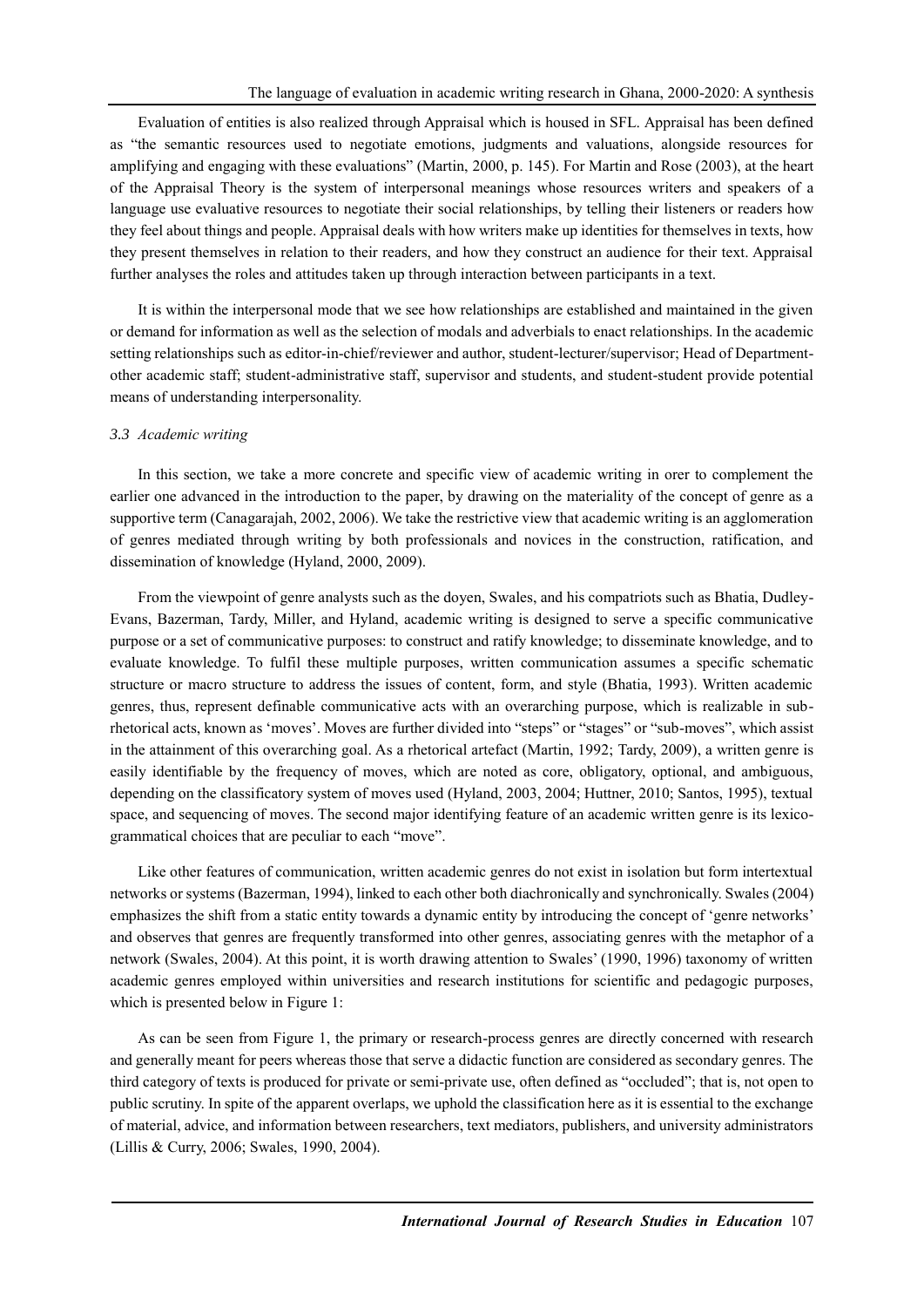Evaluation of entities is also realized through Appraisal which is housed in SFL. Appraisal has been defined as "the semantic resources used to negotiate emotions, judgments and valuations, alongside resources for amplifying and engaging with these evaluations" (Martin, 2000, p. 145). For Martin and Rose (2003), at the heart of the Appraisal Theory is the system of interpersonal meanings whose resources writers and speakers of a language use evaluative resources to negotiate their social relationships, by telling their listeners or readers how they feel about things and people. Appraisal deals with how writers make up identities for themselves in texts, how they present themselves in relation to their readers, and how they construct an audience for their text. Appraisal further analyses the roles and attitudes taken up through interaction between participants in a text.

It is within the interpersonal mode that we see how relationships are established and maintained in the given or demand for information as well as the selection of modals and adverbials to enact relationships. In the academic setting relationships such as editor-in-chief/reviewer and author, student-lecturer/supervisor; Head of Department-other academic staff; student-administrative staff, supervisor and students, and student-student provide potential means of understanding interpersonality.

### *3.3 Academic writing*

In this section, we take a more concrete and specific view of academic writing in orer to complement the earlier one advanced in the introduction to the paper, by drawing on the materiality of the concept of genre as a supportive term (Canagarajah, 2002, 2006). We take the restrictive view that academic writing is an agglomeration of genres mediated through writing by both professionals and novices in the construction, ratification, and dissemination of knowledge (Hyland, 2000, 2009).

From the viewpoint of genre analysts such as the doyen, Swales, and his compatriots such as Bhatia, Dudley-Evans, Bazerman, Tardy, Miller, and Hyland, academic writing is designed to serve a specific communicative purpose or a set of communicative purposes: to construct and ratify knowledge; to disseminate knowledge, and to evaluate knowledge. To fulfil these multiple purposes, written communication assumes a specific schematic structure or macro structure to address the issues of content, form, and style (Bhatia, 1993). Written academic genres, thus, represent definable communicative acts with an overarching purpose, which is realizable in sub-rhetorical acts, known as 'moves'. Moves are further divided into "steps" or "stages" or "sub-moves", which assist in the attainment of this overarching goal. As a rhetorical artefact (Martin, 1992; Tardy, 2009), a written genre is easily identifiable by the frequency of moves, which are noted as core, obligatory, optional, and ambiguous, depending on the classificatory system of moves used (Hyland, 2003, 2004; Huttner, 2010; Santos, 1995), textual space, and sequencing of moves. The second major identifying feature of an academic written genre is its lexico-grammatical choices that are peculiar to each "move".

Like other features of communication, written academic genres do not exist in isolation but form intertextual networks or systems (Bazerman, 1994), linked to each other both diachronically and synchronically. Swales (2004) emphasizes the shift from a static entity towards a dynamic entity by introducing the concept of 'genre networks' and observes that genres are frequently transformed into other genres, associating genres with the metaphor of a network (Swales, 2004). At this point, it is worth drawing attention to Swales' (1990, 1996) taxonomy of written academic genres employed within universities and research institutions for scientific and pedagogic purposes, which is presented below in Figure 1:

As can be seen from Figure 1, the primary or research-process genres are directly concerned with research and generally meant for peers whereas those that serve a didactic function are considered as secondary genres. The third category of texts is produced for private or semi-private use, often defined as "occluded"; that is, not open to public scrutiny. In spite of the apparent overlaps, we uphold the classification here as it is essential to the exchange of material, advice, and information between researchers, text mediators, publishers, and university administrators (Lillis & Curry, 2006; Swales, 1990, 2004).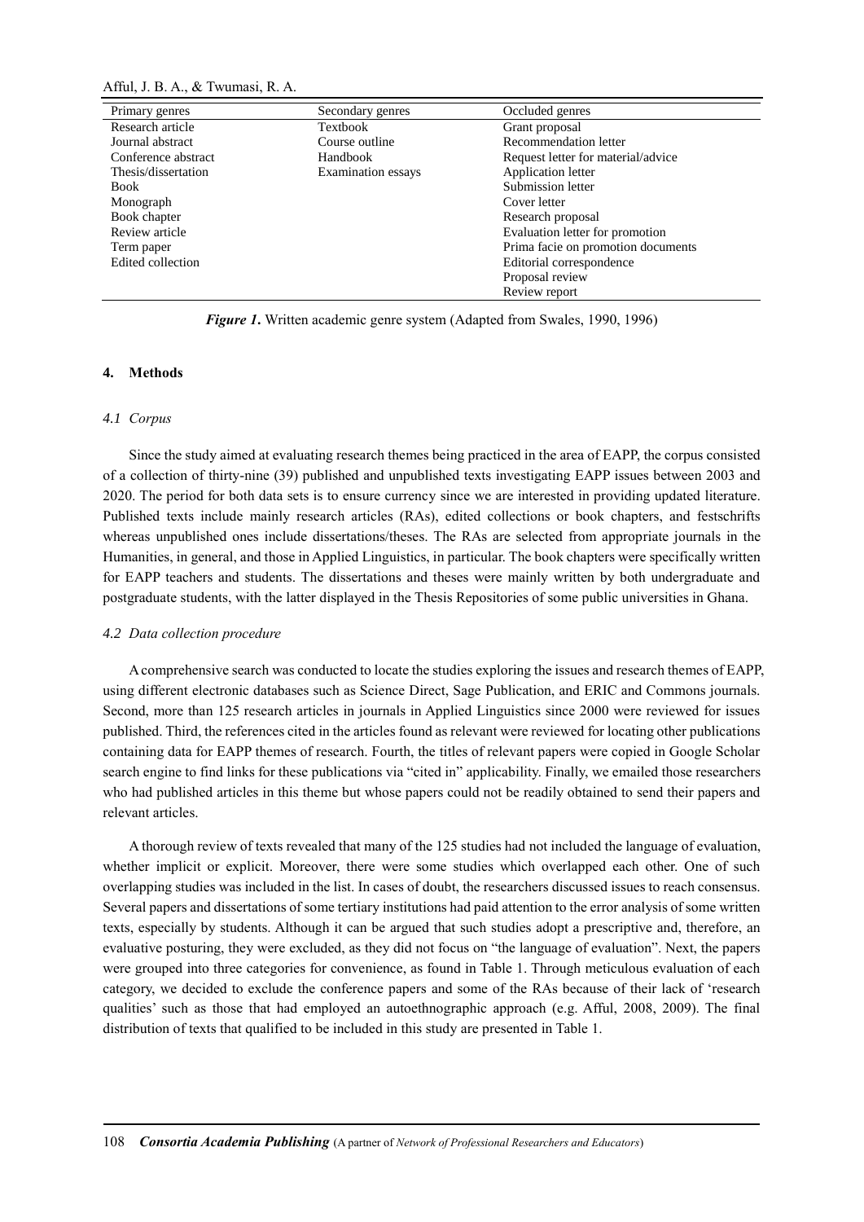| Primary genres | Secondary genres | Occluded genres |
|---|---|---|
| Research article | Textbook | Grant proposal |
| Journal abstract | Course outline | Recommendation letter |
| Conference abstract | Handbook | Request letter for material/advice |
| Thesis/dissertation | Examination essays | Application letter |
| Book | | Submission letter |
| Monograph | | Cover letter |
| Book chapter | | Research proposal |
| Review article | | Evaluation letter for promotion |
| Term paper | | Prima facie on promotion documents |
| Edited collection | | Editorial correspondence |
| | | Proposal review |
| | | Review report |

***Figure 1***. Written academic genre system (Adapted from Swales, 1990, 1996)

## 4. Methods

### *4.1 Corpus*

Since the study aimed at evaluating research themes being practiced in the area of EAPP, the corpus consisted of a collection of thirty-nine (39) published and unpublished texts investigating EAPP issues between 2003 and 2020. The period for both data sets is to ensure currency since we are interested in providing updated literature. Published texts include mainly research articles (RAs), edited collections or book chapters, and festschrifts whereas unpublished ones include dissertations/theses. The RAs are selected from appropriate journals in the Humanities, in general, and those in Applied Linguistics, in particular. The book chapters were specifically written for EAPP teachers and students. The dissertations and theses were mainly written by both undergraduate and postgraduate students, with the latter displayed in the Thesis Repositories of some public universities in Ghana.

### *4.2 Data collection procedure*

A comprehensive search was conducted to locate the studies exploring the issues and research themes of EAPP, using different electronic databases such as Science Direct, Sage Publication, and ERIC and Commons journals. Second, more than 125 research articles in journals in Applied Linguistics since 2000 were reviewed for issues published. Third, the references cited in the articles found as relevant were reviewed for locating other publications containing data for EAPP themes of research. Fourth, the titles of relevant papers were copied in Google Scholar search engine to find links for these publications via "cited in" applicability. Finally, we emailed those researchers who had published articles in this theme but whose papers could not be readily obtained to send their papers and relevant articles.

A thorough review of texts revealed that many of the 125 studies had not included the language of evaluation, whether implicit or explicit. Moreover, there were some studies which overlapped each other. One of such overlapping studies was included in the list. In cases of doubt, the researchers discussed issues to reach consensus. Several papers and dissertations of some tertiary institutions had paid attention to the error analysis of some written texts, especially by students. Although it can be argued that such studies adopt a prescriptive and, therefore, an evaluative posturing, they were excluded, as they did not focus on "the language of evaluation". Next, the papers were grouped into three categories for convenience, as found in Table 1. Through meticulous evaluation of each category, we decided to exclude the conference papers and some of the RAs because of their lack of 'research qualities' such as those that had employed an autoethnographic approach (e.g. Afful, 2008, 2009). The final distribution of texts that qualified to be included in this study are presented in Table 1.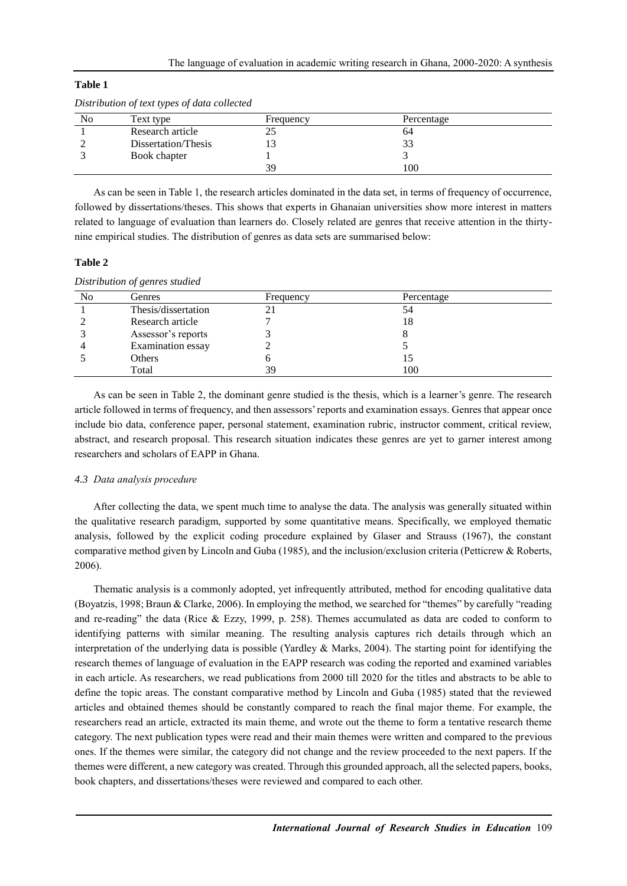**Table 1**

*Distribution of text types of data collected*

| No | Text type | Frequency | Percentage |
|---|---|---|---|
| 1 | Research article | 25 | 64 |
| 2 | Dissertation/Thesis | 13 | 33 |
| 3 | Book chapter | 1 | 3 |
| | | 39 | 100 |

As can be seen in Table 1, the research articles dominated in the data set, in terms of frequency of occurrence, followed by dissertations/theses. This shows that experts in Ghanaian universities show more interest in matters related to language of evaluation than learners do. Closely related are genres that receive attention in the thirty-nine empirical studies. The distribution of genres as data sets are summarised below:

**Table 2**

*Distribution of genres studied*

| No | Genres | Frequency | Percentage |
|---|---|---|---|
| 1 | Thesis/dissertation | 21 | 54 |
| 2 | Research article | 7 | 18 |
| 3 | Assessor's reports | 3 | 8 |
| 4 | Examination essay | 2 | 5 |
| 5 | Others | 6 | 15 |
| | Total | 39 | 100 |

As can be seen in Table 2, the dominant genre studied is the thesis, which is a learner's genre. The research article followed in terms of frequency, and then assessors' reports and examination essays. Genres that appear once include bio data, conference paper, personal statement, examination rubric, instructor comment, critical review, abstract, and research proposal. This research situation indicates these genres are yet to garner interest among researchers and scholars of EAPP in Ghana.

### *4.3 Data analysis procedure*

After collecting the data, we spent much time to analyse the data. The analysis was generally situated within the qualitative research paradigm, supported by some quantitative means. Specifically, we employed thematic analysis, followed by the explicit coding procedure explained by Glaser and Strauss (1967), the constant comparative method given by Lincoln and Guba (1985), and the inclusion/exclusion criteria (Petticrew & Roberts, 2006).

Thematic analysis is a commonly adopted, yet infrequently attributed, method for encoding qualitative data (Boyatzis, 1998; Braun & Clarke, 2006). In employing the method, we searched for "themes" by carefully "reading and re-reading" the data (Rice & Ezzy, 1999, p. 258). Themes accumulated as data are coded to conform to identifying patterns with similar meaning. The resulting analysis captures rich details through which an interpretation of the underlying data is possible (Yardley & Marks, 2004). The starting point for identifying the research themes of language of evaluation in the EAPP research was coding the reported and examined variables in each article. As researchers, we read publications from 2000 till 2020 for the titles and abstracts to be able to define the topic areas. The constant comparative method by Lincoln and Guba (1985) stated that the reviewed articles and obtained themes should be constantly compared to reach the final major theme. For example, the researchers read an article, extracted its main theme, and wrote out the theme to form a tentative research theme category. The next publication types were read and their main themes were written and compared to the previous ones. If the themes were similar, the category did not change and the review proceeded to the next papers. If the themes were different, a new category was created. Through this grounded approach, all the selected papers, books, book chapters, and dissertations/theses were reviewed and compared to each other.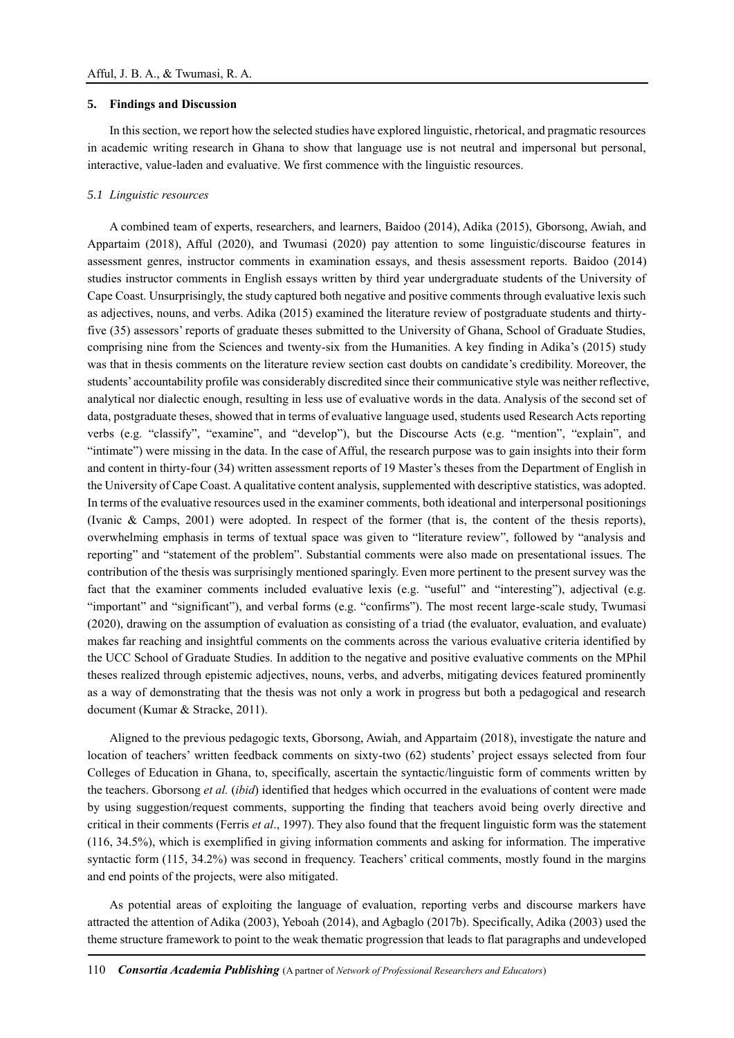## 5. Findings and Discussion

In this section, we report how the selected studies have explored linguistic, rhetorical, and pragmatic resources in academic writing research in Ghana to show that language use is not neutral and impersonal but personal, interactive, value-laden and evaluative. We first commence with the linguistic resources.

### *5.1 Linguistic resources*

A combined team of experts, researchers, and learners, Baidoo (2014), Adika (2015), Gborsong, Awiah, and Appartaim (2018), Afful (2020), and Twumasi (2020) pay attention to some linguistic/discourse features in assessment genres, instructor comments in examination essays, and thesis assessment reports. Baidoo (2014) studies instructor comments in English essays written by third year undergraduate students of the University of Cape Coast. Unsurprisingly, the study captured both negative and positive comments through evaluative lexis such as adjectives, nouns, and verbs. Adika (2015) examined the literature review of postgraduate students and thirty-five (35) assessors' reports of graduate theses submitted to the University of Ghana, School of Graduate Studies, comprising nine from the Sciences and twenty-six from the Humanities. A key finding in Adika's (2015) study was that in thesis comments on the literature review section cast doubts on candidate's credibility. Moreover, the students' accountability profile was considerably discredited since their communicative style was neither reflective, analytical nor dialectic enough, resulting in less use of evaluative words in the data. Analysis of the second set of data, postgraduate theses, showed that in terms of evaluative language used, students used Research Acts reporting verbs (e.g. "classify", "examine", and "develop"), but the Discourse Acts (e.g. "mention", "explain", and "intimate") were missing in the data. In the case of Afful, the research purpose was to gain insights into their form and content in thirty-four (34) written assessment reports of 19 Master's theses from the Department of English in the University of Cape Coast. A qualitative content analysis, supplemented with descriptive statistics, was adopted. In terms of the evaluative resources used in the examiner comments, both ideational and interpersonal positionings (Ivanic & Camps, 2001) were adopted. In respect of the former (that is, the content of the thesis reports), overwhelming emphasis in terms of textual space was given to "literature review", followed by "analysis and reporting" and "statement of the problem". Substantial comments were also made on presentational issues. The contribution of the thesis was surprisingly mentioned sparingly. Even more pertinent to the present survey was the fact that the examiner comments included evaluative lexis (e.g. "useful" and "interesting"), adjectival (e.g. "important" and "significant"), and verbal forms (e.g. "confirms"). The most recent large-scale study, Twumasi (2020), drawing on the assumption of evaluation as consisting of a triad (the evaluator, evaluation, and evaluate) makes far reaching and insightful comments on the comments across the various evaluative criteria identified by the UCC School of Graduate Studies. In addition to the negative and positive evaluative comments on the MPhil theses realized through epistemic adjectives, nouns, verbs, and adverbs, mitigating devices featured prominently as a way of demonstrating that the thesis was not only a work in progress but both a pedagogical and research document (Kumar & Stracke, 2011).

Aligned to the previous pedagogic texts, Gborsong, Awiah, and Appartaim (2018), investigate the nature and location of teachers' written feedback comments on sixty-two (62) students' project essays selected from four Colleges of Education in Ghana, to, specifically, ascertain the syntactic/linguistic form of comments written by the teachers. Gborsong *et al.* (*ibid*) identified that hedges which occurred in the evaluations of content were made by using suggestion/request comments, supporting the finding that teachers avoid being overly directive and critical in their comments (Ferris *et al*., 1997). They also found that the frequent linguistic form was the statement (116, 34.5%), which is exemplified in giving information comments and asking for information. The imperative syntactic form (115, 34.2%) was second in frequency. Teachers' critical comments, mostly found in the margins and end points of the projects, were also mitigated.

As potential areas of exploiting the language of evaluation, reporting verbs and discourse markers have attracted the attention of Adika (2003), Yeboah (2014), and Agbaglo (2017b). Specifically, Adika (2003) used the theme structure framework to point to the weak thematic progression that leads to flat paragraphs and undeveloped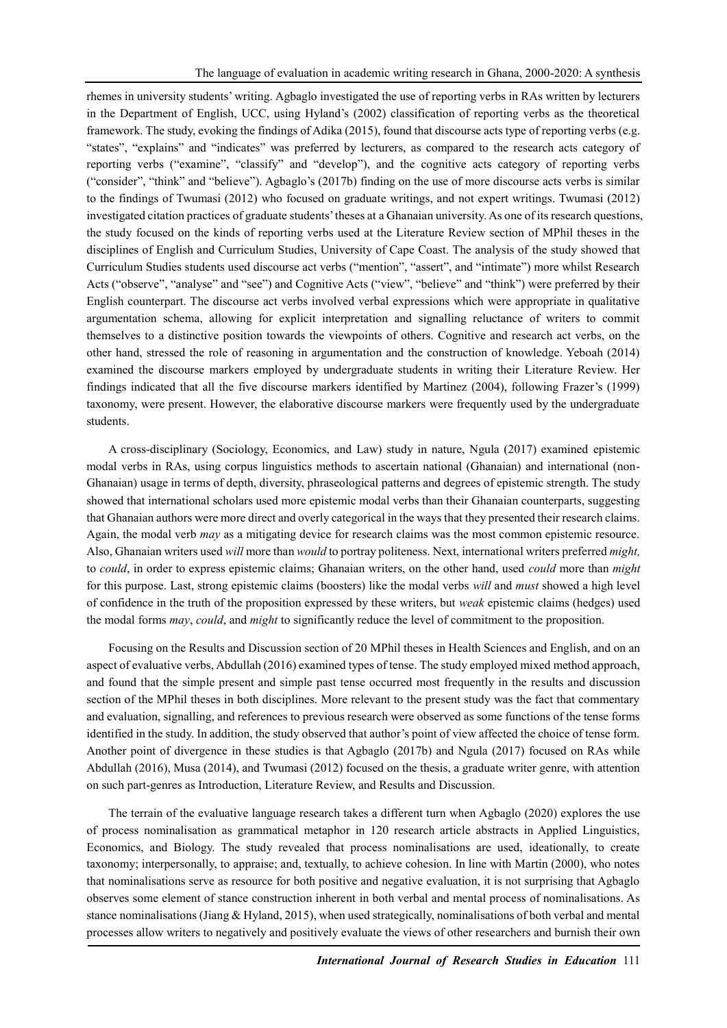rhemes in university students' writing. Agbaglo investigated the use of reporting verbs in RAs written by lecturers in the Department of English, UCC, using Hyland's (2002) classification of reporting verbs as the theoretical framework. The study, evoking the findings of Adika (2015), found that discourse acts type of reporting verbs (e.g. "states", "explains" and "indicates" was preferred by lecturers, as compared to the research acts category of reporting verbs ("examine", "classify" and "develop"), and the cognitive acts category of reporting verbs ("consider", "think" and "believe"). Agbaglo's (2017b) finding on the use of more discourse acts verbs is similar to the findings of Twumasi (2012) who focused on graduate writings, and not expert writings. Twumasi (2012) investigated citation practices of graduate students' theses at a Ghanaian university. As one of its research questions, the study focused on the kinds of reporting verbs used at the Literature Review section of MPhil theses in the disciplines of English and Curriculum Studies, University of Cape Coast. The analysis of the study showed that Curriculum Studies students used discourse act verbs ("mention", "assert", and "intimate") more whilst Research Acts ("observe", "analyse" and "see") and Cognitive Acts ("view", "believe" and "think") were preferred by their English counterpart. The discourse act verbs involved verbal expressions which were appropriate in qualitative argumentation schema, allowing for explicit interpretation and signalling reluctance of writers to commit themselves to a distinctive position towards the viewpoints of others. Cognitive and research act verbs, on the other hand, stressed the role of reasoning in argumentation and the construction of knowledge. Yeboah (2014) examined the discourse markers employed by undergraduate students in writing their Literature Review. Her findings indicated that all the five discourse markers identified by Martinez (2004), following Frazer's (1999) taxonomy, were present. However, the elaborative discourse markers were frequently used by the undergraduate students.

A cross-disciplinary (Sociology, Economics, and Law) study in nature, Ngula (2017) examined epistemic modal verbs in RAs, using corpus linguistics methods to ascertain national (Ghanaian) and international (non-Ghanaian) usage in terms of depth, diversity, phraseological patterns and degrees of epistemic strength. The study showed that international scholars used more epistemic modal verbs than their Ghanaian counterparts, suggesting that Ghanaian authors were more direct and overly categorical in the ways that they presented their research claims. Again, the modal verb *may* as a mitigating device for research claims was the most common epistemic resource. Also, Ghanaian writers used *will* more than *would* to portray politeness. Next, international writers preferred *might,* to *could*, in order to express epistemic claims; Ghanaian writers, on the other hand, used *could* more than *might* for this purpose. Last, strong epistemic claims (boosters) like the modal verbs *will* and *must* showed a high level of confidence in the truth of the proposition expressed by these writers, but *weak* epistemic claims (hedges) used the modal forms *may*, *could*, and *might* to significantly reduce the level of commitment to the proposition.

Focusing on the Results and Discussion section of 20 MPhil theses in Health Sciences and English, and on an aspect of evaluative verbs, Abdullah (2016) examined types of tense. The study employed mixed method approach, and found that the simple present and simple past tense occurred most frequently in the results and discussion section of the MPhil theses in both disciplines. More relevant to the present study was the fact that commentary and evaluation, signalling, and references to previous research were observed as some functions of the tense forms identified in the study. In addition, the study observed that author's point of view affected the choice of tense form. Another point of divergence in these studies is that Agbaglo (2017b) and Ngula (2017) focused on RAs while Abdullah (2016), Musa (2014), and Twumasi (2012) focused on the thesis, a graduate writer genre, with attention on such part-genres as Introduction, Literature Review, and Results and Discussion.

The terrain of the evaluative language research takes a different turn when Agbaglo (2020) explores the use of process nominalisation as grammatical metaphor in 120 research article abstracts in Applied Linguistics, Economics, and Biology. The study revealed that process nominalisations are used, ideationally, to create taxonomy; interpersonally, to appraise; and, textually, to achieve cohesion. In line with Martin (2000), who notes that nominalisations serve as resource for both positive and negative evaluation, it is not surprising that Agbaglo observes some element of stance construction inherent in both verbal and mental process of nominalisations. As stance nominalisations (Jiang & Hyland, 2015), when used strategically, nominalisations of both verbal and mental processes allow writers to negatively and positively evaluate the views of other researchers and burnish their own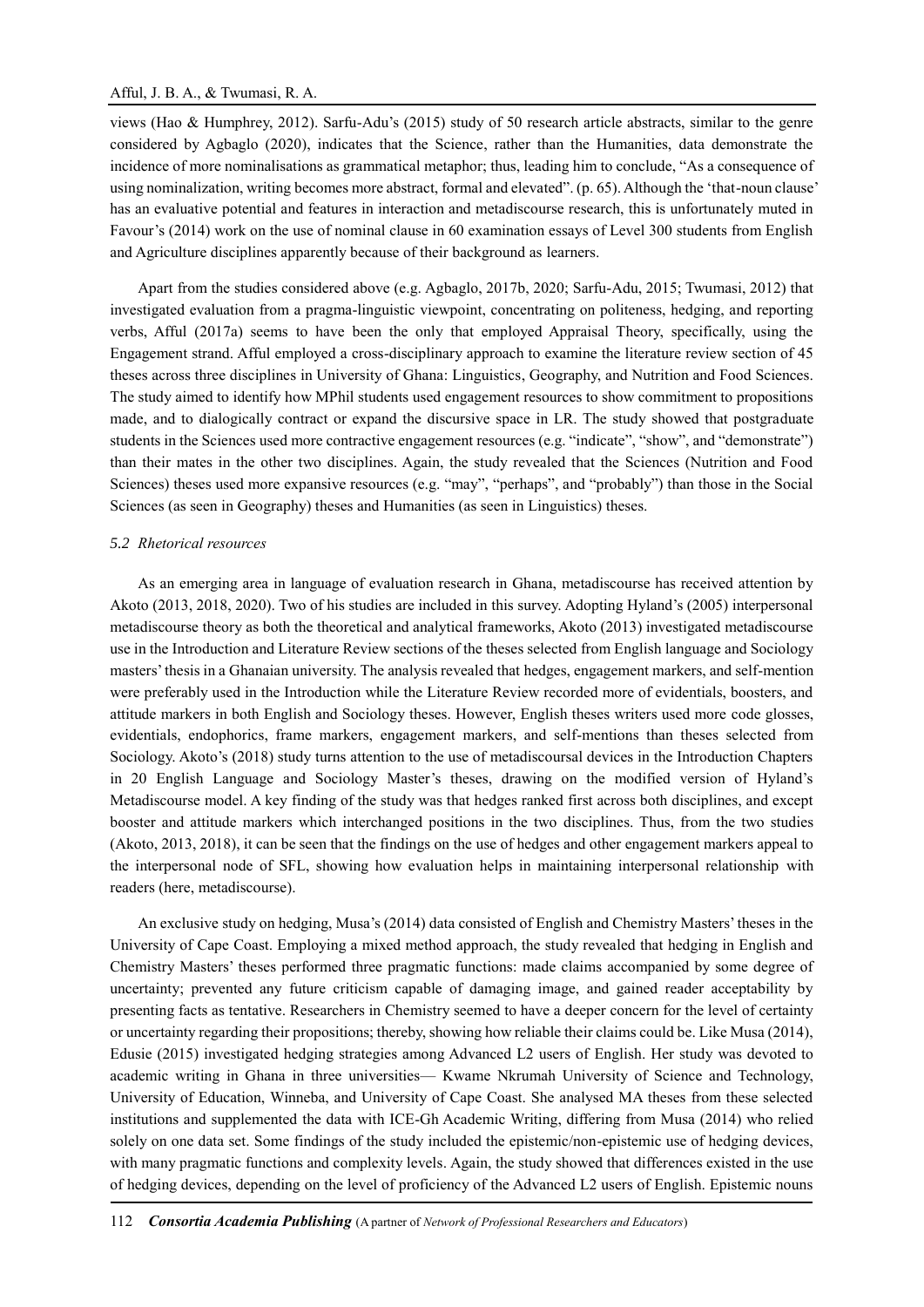views (Hao & Humphrey, 2012). Sarfu-Adu's (2015) study of 50 research article abstracts, similar to the genre considered by Agbaglo (2020), indicates that the Science, rather than the Humanities, data demonstrate the incidence of more nominalisations as grammatical metaphor; thus, leading him to conclude, "As a consequence of using nominalization, writing becomes more abstract, formal and elevated". (p. 65). Although the 'that-noun clause' has an evaluative potential and features in interaction and metadiscourse research, this is unfortunately muted in Favour's (2014) work on the use of nominal clause in 60 examination essays of Level 300 students from English and Agriculture disciplines apparently because of their background as learners.

Apart from the studies considered above (e.g. Agbaglo, 2017b, 2020; Sarfu-Adu, 2015; Twumasi, 2012) that investigated evaluation from a pragma-linguistic viewpoint, concentrating on politeness, hedging, and reporting verbs, Afful (2017a) seems to have been the only that employed Appraisal Theory, specifically, using the Engagement strand. Afful employed a cross-disciplinary approach to examine the literature review section of 45 theses across three disciplines in University of Ghana: Linguistics, Geography, and Nutrition and Food Sciences. The study aimed to identify how MPhil students used engagement resources to show commitment to propositions made, and to dialogically contract or expand the discursive space in LR. The study showed that postgraduate students in the Sciences used more contractive engagement resources (e.g. "indicate", "show", and "demonstrate") than their mates in the other two disciplines. Again, the study revealed that the Sciences (Nutrition and Food Sciences) theses used more expansive resources (e.g. "may", "perhaps", and "probably") than those in the Social Sciences (as seen in Geography) theses and Humanities (as seen in Linguistics) theses.

### *5.2 Rhetorical resources*

As an emerging area in language of evaluation research in Ghana, metadiscourse has received attention by Akoto (2013, 2018, 2020). Two of his studies are included in this survey. Adopting Hyland's (2005) interpersonal metadiscourse theory as both the theoretical and analytical frameworks, Akoto (2013) investigated metadiscourse use in the Introduction and Literature Review sections of the theses selected from English language and Sociology masters' thesis in a Ghanaian university. The analysis revealed that hedges, engagement markers, and self-mention were preferably used in the Introduction while the Literature Review recorded more of evidentials, boosters, and attitude markers in both English and Sociology theses. However, English theses writers used more code glosses, evidentials, endophorics, frame markers, engagement markers, and self-mentions than theses selected from Sociology. Akoto's (2018) study turns attention to the use of metadiscoursal devices in the Introduction Chapters in 20 English Language and Sociology Master's theses, drawing on the modified version of Hyland's Metadiscourse model. A key finding of the study was that hedges ranked first across both disciplines, and except booster and attitude markers which interchanged positions in the two disciplines. Thus, from the two studies (Akoto, 2013, 2018), it can be seen that the findings on the use of hedges and other engagement markers appeal to the interpersonal node of SFL, showing how evaluation helps in maintaining interpersonal relationship with readers (here, metadiscourse).

An exclusive study on hedging, Musa's (2014) data consisted of English and Chemistry Masters' theses in the University of Cape Coast. Employing a mixed method approach, the study revealed that hedging in English and Chemistry Masters' theses performed three pragmatic functions: made claims accompanied by some degree of uncertainty; prevented any future criticism capable of damaging image, and gained reader acceptability by presenting facts as tentative. Researchers in Chemistry seemed to have a deeper concern for the level of certainty or uncertainty regarding their propositions; thereby, showing how reliable their claims could be. Like Musa (2014), Edusie (2015) investigated hedging strategies among Advanced L2 users of English. Her study was devoted to academic writing in Ghana in three universities— Kwame Nkrumah University of Science and Technology, University of Education, Winneba, and University of Cape Coast. She analysed MA theses from these selected institutions and supplemented the data with ICE-Gh Academic Writing, differing from Musa (2014) who relied solely on one data set. Some findings of the study included the epistemic/non-epistemic use of hedging devices, with many pragmatic functions and complexity levels. Again, the study showed that differences existed in the use of hedging devices, depending on the level of proficiency of the Advanced L2 users of English. Epistemic nouns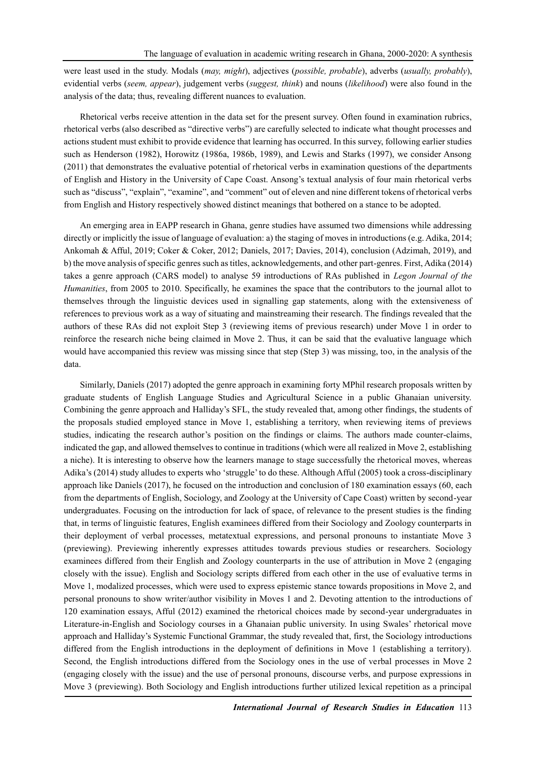were least used in the study. Modals (*may, might*), adjectives (*possible, probable*), adverbs (*usually, probably*), evidential verbs (*seem, appear*), judgement verbs (*suggest, think*) and nouns (*likelihood*) were also found in the analysis of the data; thus, revealing different nuances to evaluation.

Rhetorical verbs receive attention in the data set for the present survey. Often found in examination rubrics, rhetorical verbs (also described as "directive verbs") are carefully selected to indicate what thought processes and actions student must exhibit to provide evidence that learning has occurred. In this survey, following earlier studies such as Henderson (1982), Horowitz (1986a, 1986b, 1989), and Lewis and Starks (1997), we consider Ansong (2011) that demonstrates the evaluative potential of rhetorical verbs in examination questions of the departments of English and History in the University of Cape Coast. Ansong's textual analysis of four main rhetorical verbs such as "discuss", "explain", "examine", and "comment" out of eleven and nine different tokens of rhetorical verbs from English and History respectively showed distinct meanings that bothered on a stance to be adopted.

An emerging area in EAPP research in Ghana, genre studies have assumed two dimensions while addressing directly or implicitly the issue of language of evaluation: a) the staging of moves in introductions (e.g. Adika, 2014; Ankomah & Afful, 2019; Coker & Coker, 2012; Daniels, 2017; Davies, 2014), conclusion (Adzimah, 2019), and b) the move analysis of specific genres such as titles, acknowledgements, and other part-genres. First, Adika (2014) takes a genre approach (CARS model) to analyse 59 introductions of RAs published in *Legon Journal of the Humanities*, from 2005 to 2010. Specifically, he examines the space that the contributors to the journal allot to themselves through the linguistic devices used in signalling gap statements, along with the extensiveness of references to previous work as a way of situating and mainstreaming their research. The findings revealed that the authors of these RAs did not exploit Step 3 (reviewing items of previous research) under Move 1 in order to reinforce the research niche being claimed in Move 2. Thus, it can be said that the evaluative language which would have accompanied this review was missing since that step (Step 3) was missing, too, in the analysis of the data.

Similarly, Daniels (2017) adopted the genre approach in examining forty MPhil research proposals written by graduate students of English Language Studies and Agricultural Science in a public Ghanaian university. Combining the genre approach and Halliday's SFL, the study revealed that, among other findings, the students of the proposals studied employed stance in Move 1, establishing a territory, when reviewing items of previews studies, indicating the research author's position on the findings or claims. The authors made counter-claims, indicated the gap, and allowed themselves to continue in traditions (which were all realized in Move 2, establishing a niche). It is interesting to observe how the learners manage to stage successfully the rhetorical moves, whereas Adika's (2014) study alludes to experts who 'struggle' to do these. Although Afful (2005) took a cross-disciplinary approach like Daniels (2017), he focused on the introduction and conclusion of 180 examination essays (60, each from the departments of English, Sociology, and Zoology at the University of Cape Coast) written by second-year undergraduates. Focusing on the introduction for lack of space, of relevance to the present studies is the finding that, in terms of linguistic features, English examinees differed from their Sociology and Zoology counterparts in their deployment of verbal processes, metatextual expressions, and personal pronouns to instantiate Move 3 (previewing). Previewing inherently expresses attitudes towards previous studies or researchers. Sociology examinees differed from their English and Zoology counterparts in the use of attribution in Move 2 (engaging closely with the issue). English and Sociology scripts differed from each other in the use of evaluative terms in Move 1, modalized processes, which were used to express epistemic stance towards propositions in Move 2, and personal pronouns to show writer/author visibility in Moves 1 and 2. Devoting attention to the introductions of 120 examination essays, Afful (2012) examined the rhetorical choices made by second-year undergraduates in Literature-in-English and Sociology courses in a Ghanaian public university. In using Swales' rhetorical move approach and Halliday's Systemic Functional Grammar, the study revealed that, first, the Sociology introductions differed from the English introductions in the deployment of definitions in Move 1 (establishing a territory). Second, the English introductions differed from the Sociology ones in the use of verbal processes in Move 2 (engaging closely with the issue) and the use of personal pronouns, discourse verbs, and purpose expressions in Move 3 (previewing). Both Sociology and English introductions further utilized lexical repetition as a principal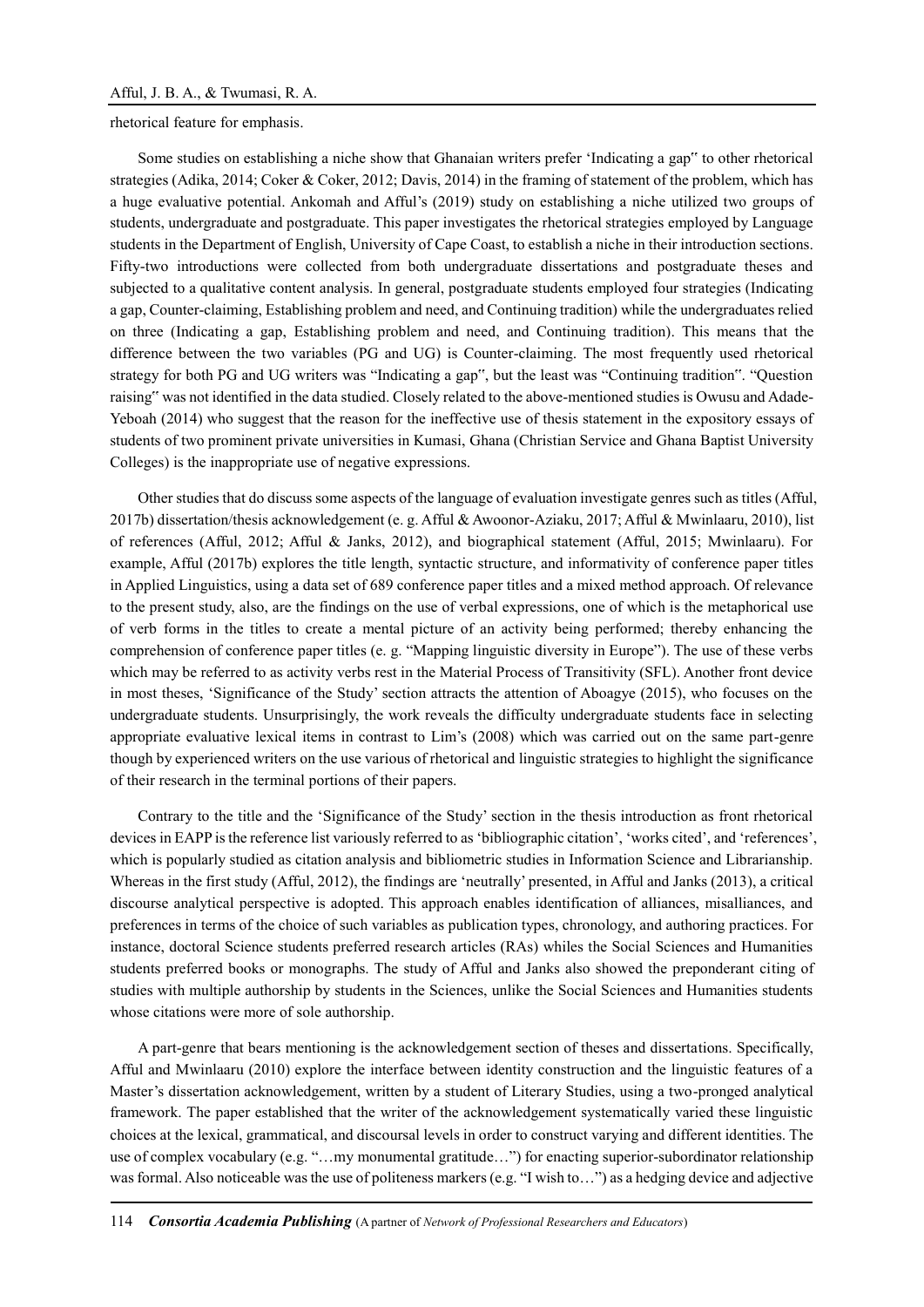rhetorical feature for emphasis.

Some studies on establishing a niche show that Ghanaian writers prefer 'Indicating a gap" to other rhetorical strategies (Adika, 2014; Coker & Coker, 2012; Davis, 2014) in the framing of statement of the problem, which has a huge evaluative potential. Ankomah and Afful's (2019) study on establishing a niche utilized two groups of students, undergraduate and postgraduate. This paper investigates the rhetorical strategies employed by Language students in the Department of English, University of Cape Coast, to establish a niche in their introduction sections. Fifty-two introductions were collected from both undergraduate dissertations and postgraduate theses and subjected to a qualitative content analysis. In general, postgraduate students employed four strategies (Indicating a gap, Counter-claiming, Establishing problem and need, and Continuing tradition) while the undergraduates relied on three (Indicating a gap, Establishing problem and need, and Continuing tradition). This means that the difference between the two variables (PG and UG) is Counter-claiming. The most frequently used rhetorical strategy for both PG and UG writers was "Indicating a gap", but the least was "Continuing tradition". "Question raising" was not identified in the data studied. Closely related to the above-mentioned studies is Owusu and Adade-Yeboah (2014) who suggest that the reason for the ineffective use of thesis statement in the expository essays of students of two prominent private universities in Kumasi, Ghana (Christian Service and Ghana Baptist University Colleges) is the inappropriate use of negative expressions.

Other studies that do discuss some aspects of the language of evaluation investigate genres such as titles (Afful, 2017b) dissertation/thesis acknowledgement (e. g. Afful & Awoonor-Aziaku, 2017; Afful & Mwinlaaru, 2010), list of references (Afful, 2012; Afful & Janks, 2012), and biographical statement (Afful, 2015; Mwinlaaru). For example, Afful (2017b) explores the title length, syntactic structure, and informativity of conference paper titles in Applied Linguistics, using a data set of 689 conference paper titles and a mixed method approach. Of relevance to the present study, also, are the findings on the use of verbal expressions, one of which is the metaphorical use of verb forms in the titles to create a mental picture of an activity being performed; thereby enhancing the comprehension of conference paper titles (e. g. "Mapping linguistic diversity in Europe"). The use of these verbs which may be referred to as activity verbs rest in the Material Process of Transitivity (SFL). Another front device in most theses, 'Significance of the Study' section attracts the attention of Aboagye (2015), who focuses on the undergraduate students. Unsurprisingly, the work reveals the difficulty undergraduate students face in selecting appropriate evaluative lexical items in contrast to Lim's (2008) which was carried out on the same part-genre though by experienced writers on the use various of rhetorical and linguistic strategies to highlight the significance of their research in the terminal portions of their papers.

Contrary to the title and the 'Significance of the Study' section in the thesis introduction as front rhetorical devices in EAPP is the reference list variously referred to as 'bibliographic citation', 'works cited', and 'references', which is popularly studied as citation analysis and bibliometric studies in Information Science and Librarianship. Whereas in the first study (Afful, 2012), the findings are 'neutrally' presented, in Afful and Janks (2013), a critical discourse analytical perspective is adopted. This approach enables identification of alliances, misalliances, and preferences in terms of the choice of such variables as publication types, chronology, and authoring practices. For instance, doctoral Science students preferred research articles (RAs) whiles the Social Sciences and Humanities students preferred books or monographs. The study of Afful and Janks also showed the preponderant citing of studies with multiple authorship by students in the Sciences, unlike the Social Sciences and Humanities students whose citations were more of sole authorship.

A part-genre that bears mentioning is the acknowledgement section of theses and dissertations. Specifically, Afful and Mwinlaaru (2010) explore the interface between identity construction and the linguistic features of a Master's dissertation acknowledgement, written by a student of Literary Studies, using a two-pronged analytical framework. The paper established that the writer of the acknowledgement systematically varied these linguistic choices at the lexical, grammatical, and discoursal levels in order to construct varying and different identities. The use of complex vocabulary (e.g. "…my monumental gratitude…") for enacting superior-subordinator relationship was formal. Also noticeable was the use of politeness markers (e.g. "I wish to…") as a hedging device and adjective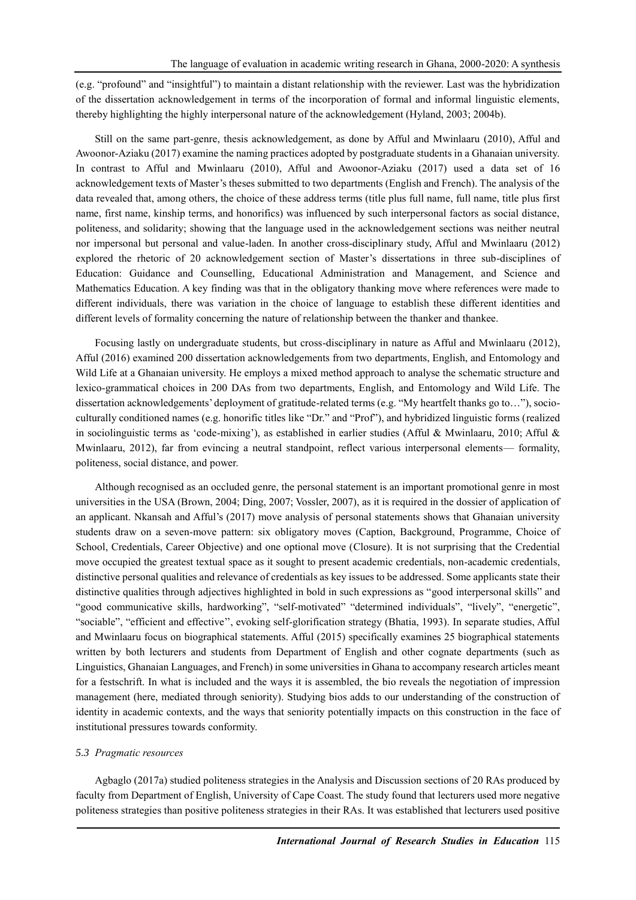(e.g. "profound" and "insightful") to maintain a distant relationship with the reviewer. Last was the hybridization of the dissertation acknowledgement in terms of the incorporation of formal and informal linguistic elements, thereby highlighting the highly interpersonal nature of the acknowledgement (Hyland, 2003; 2004b).

Still on the same part-genre, thesis acknowledgement, as done by Afful and Mwinlaaru (2010), Afful and Awoonor-Aziaku (2017) examine the naming practices adopted by postgraduate students in a Ghanaian university. In contrast to Afful and Mwinlaaru (2010), Afful and Awoonor-Aziaku (2017) used a data set of 16 acknowledgement texts of Master's theses submitted to two departments (English and French). The analysis of the data revealed that, among others, the choice of these address terms (title plus full name, full name, title plus first name, first name, kinship terms, and honorifics) was influenced by such interpersonal factors as social distance, politeness, and solidarity; showing that the language used in the acknowledgement sections was neither neutral nor impersonal but personal and value-laden. In another cross-disciplinary study, Afful and Mwinlaaru (2012) explored the rhetoric of 20 acknowledgement section of Master's dissertations in three sub-disciplines of Education: Guidance and Counselling, Educational Administration and Management, and Science and Mathematics Education. A key finding was that in the obligatory thanking move where references were made to different individuals, there was variation in the choice of language to establish these different identities and different levels of formality concerning the nature of relationship between the thanker and thankee.

Focusing lastly on undergraduate students, but cross-disciplinary in nature as Afful and Mwinlaaru (2012), Afful (2016) examined 200 dissertation acknowledgements from two departments, English, and Entomology and Wild Life at a Ghanaian university. He employs a mixed method approach to analyse the schematic structure and lexico-grammatical choices in 200 DAs from two departments, English, and Entomology and Wild Life. The dissertation acknowledgements' deployment of gratitude-related terms (e.g. "My heartfelt thanks go to…"), socio-culturally conditioned names (e.g. honorific titles like "Dr." and "Prof"), and hybridized linguistic forms (realized in sociolinguistic terms as 'code-mixing'), as established in earlier studies (Afful & Mwinlaaru, 2010; Afful & Mwinlaaru, 2012), far from evincing a neutral standpoint, reflect various interpersonal elements— formality, politeness, social distance, and power.

Although recognised as an occluded genre, the personal statement is an important promotional genre in most universities in the USA (Brown, 2004; Ding, 2007; Vossler, 2007), as it is required in the dossier of application of an applicant. Nkansah and Afful's (2017) move analysis of personal statements shows that Ghanaian university students draw on a seven-move pattern: six obligatory moves (Caption, Background, Programme, Choice of School, Credentials, Career Objective) and one optional move (Closure). It is not surprising that the Credential move occupied the greatest textual space as it sought to present academic credentials, non-academic credentials, distinctive personal qualities and relevance of credentials as key issues to be addressed. Some applicants state their distinctive qualities through adjectives highlighted in bold in such expressions as "good interpersonal skills" and "good communicative skills, hardworking", "self-motivated" "determined individuals", "lively", "energetic", "sociable", "efficient and effective'', evoking self-glorification strategy (Bhatia, 1993). In separate studies, Afful and Mwinlaaru focus on biographical statements. Afful (2015) specifically examines 25 biographical statements written by both lecturers and students from Department of English and other cognate departments (such as Linguistics, Ghanaian Languages, and French) in some universities in Ghana to accompany research articles meant for a festschrift. In what is included and the ways it is assembled, the bio reveals the negotiation of impression management (here, mediated through seniority). Studying bios adds to our understanding of the construction of identity in academic contexts, and the ways that seniority potentially impacts on this construction in the face of institutional pressures towards conformity.

### *5.3 Pragmatic resources*

Agbaglo (2017a) studied politeness strategies in the Analysis and Discussion sections of 20 RAs produced by faculty from Department of English, University of Cape Coast. The study found that lecturers used more negative politeness strategies than positive politeness strategies in their RAs. It was established that lecturers used positive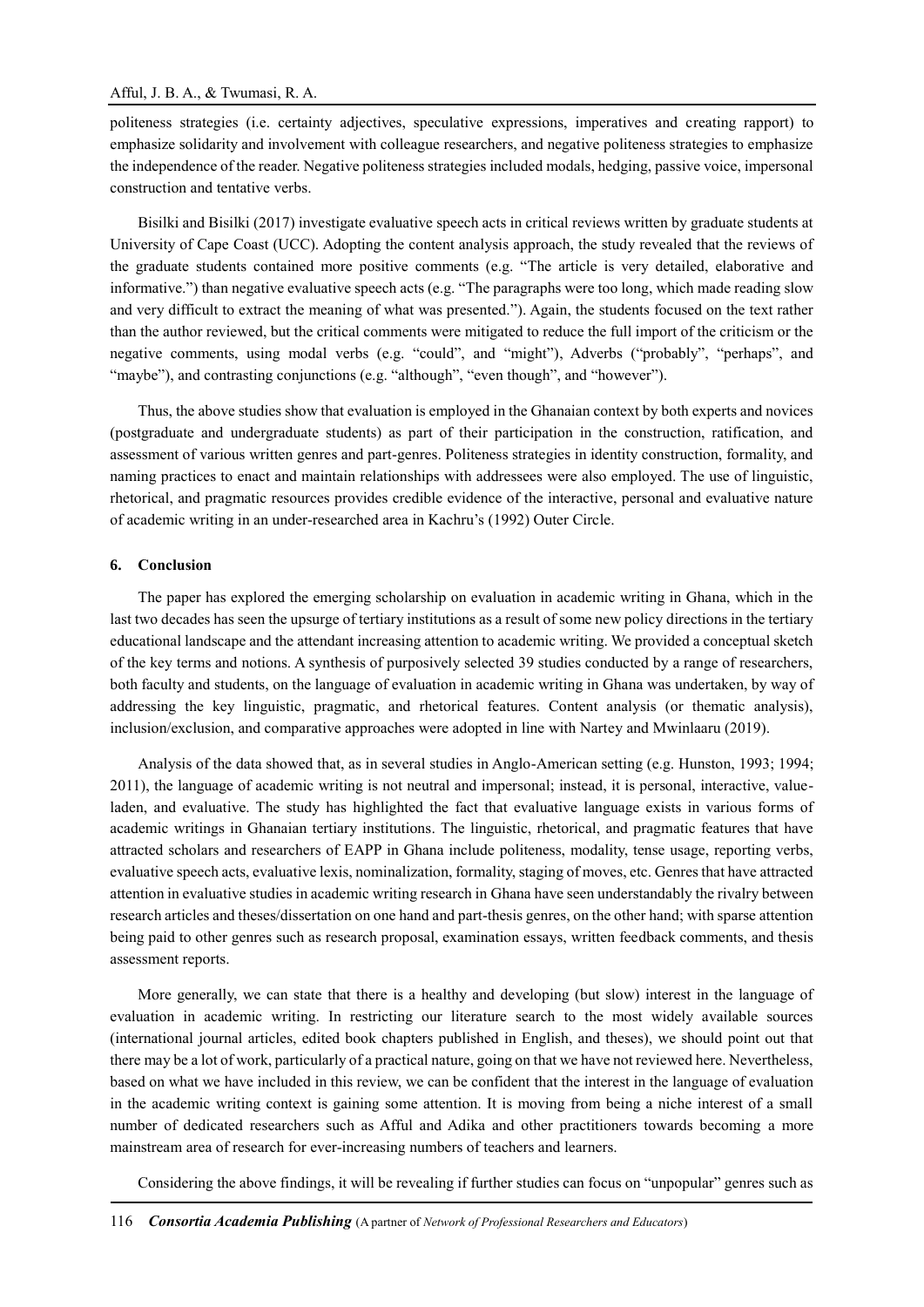politeness strategies (i.e. certainty adjectives, speculative expressions, imperatives and creating rapport) to emphasize solidarity and involvement with colleague researchers, and negative politeness strategies to emphasize the independence of the reader. Negative politeness strategies included modals, hedging, passive voice, impersonal construction and tentative verbs.

Bisilki and Bisilki (2017) investigate evaluative speech acts in critical reviews written by graduate students at University of Cape Coast (UCC). Adopting the content analysis approach, the study revealed that the reviews of the graduate students contained more positive comments (e.g. "The article is very detailed, elaborative and informative.") than negative evaluative speech acts (e.g. "The paragraphs were too long, which made reading slow and very difficult to extract the meaning of what was presented."). Again, the students focused on the text rather than the author reviewed, but the critical comments were mitigated to reduce the full import of the criticism or the negative comments, using modal verbs (e.g. "could", and "might"), Adverbs ("probably", "perhaps", and "maybe"), and contrasting conjunctions (e.g. "although", "even though", and "however").

Thus, the above studies show that evaluation is employed in the Ghanaian context by both experts and novices (postgraduate and undergraduate students) as part of their participation in the construction, ratification, and assessment of various written genres and part-genres. Politeness strategies in identity construction, formality, and naming practices to enact and maintain relationships with addressees were also employed. The use of linguistic, rhetorical, and pragmatic resources provides credible evidence of the interactive, personal and evaluative nature of academic writing in an under-researched area in Kachru's (1992) Outer Circle.

## 6. Conclusion

The paper has explored the emerging scholarship on evaluation in academic writing in Ghana, which in the last two decades has seen the upsurge of tertiary institutions as a result of some new policy directions in the tertiary educational landscape and the attendant increasing attention to academic writing. We provided a conceptual sketch of the key terms and notions. A synthesis of purposively selected 39 studies conducted by a range of researchers, both faculty and students, on the language of evaluation in academic writing in Ghana was undertaken, by way of addressing the key linguistic, pragmatic, and rhetorical features. Content analysis (or thematic analysis), inclusion/exclusion, and comparative approaches were adopted in line with Nartey and Mwinlaaru (2019).

Analysis of the data showed that, as in several studies in Anglo-American setting (e.g. Hunston, 1993; 1994; 2011), the language of academic writing is not neutral and impersonal; instead, it is personal, interactive, value-laden, and evaluative. The study has highlighted the fact that evaluative language exists in various forms of academic writings in Ghanaian tertiary institutions. The linguistic, rhetorical, and pragmatic features that have attracted scholars and researchers of EAPP in Ghana include politeness, modality, tense usage, reporting verbs, evaluative speech acts, evaluative lexis, nominalization, formality, staging of moves, etc. Genres that have attracted attention in evaluative studies in academic writing research in Ghana have seen understandably the rivalry between research articles and theses/dissertation on one hand and part-thesis genres, on the other hand; with sparse attention being paid to other genres such as research proposal, examination essays, written feedback comments, and thesis assessment reports.

More generally, we can state that there is a healthy and developing (but slow) interest in the language of evaluation in academic writing. In restricting our literature search to the most widely available sources (international journal articles, edited book chapters published in English, and theses), we should point out that there may be a lot of work, particularly of a practical nature, going on that we have not reviewed here. Nevertheless, based on what we have included in this review, we can be confident that the interest in the language of evaluation in the academic writing context is gaining some attention. It is moving from being a niche interest of a small number of dedicated researchers such as Afful and Adika and other practitioners towards becoming a more mainstream area of research for ever-increasing numbers of teachers and learners.

Considering the above findings, it will be revealing if further studies can focus on "unpopular" genres such as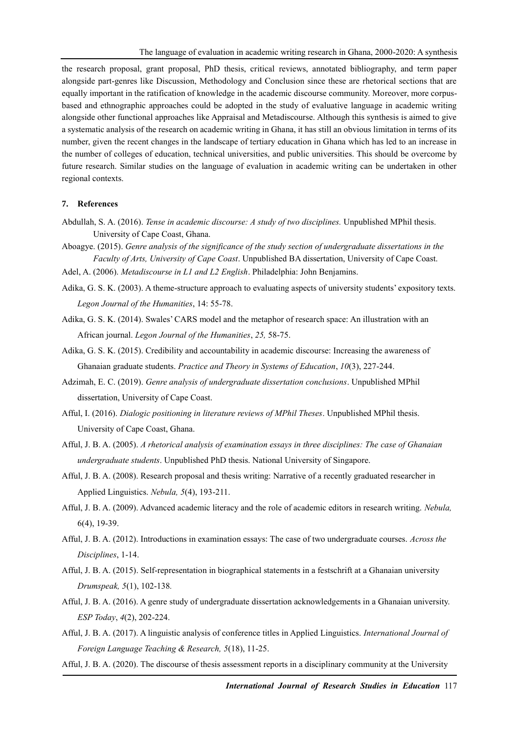the research proposal, grant proposal, PhD thesis, critical reviews, annotated bibliography, and term paper alongside part-genres like Discussion, Methodology and Conclusion since these are rhetorical sections that are equally important in the ratification of knowledge in the academic discourse community. Moreover, more corpus-based and ethnographic approaches could be adopted in the study of evaluative language in academic writing alongside other functional approaches like Appraisal and Metadiscourse. Although this synthesis is aimed to give a systematic analysis of the research on academic writing in Ghana, it has still an obvious limitation in terms of its number, given the recent changes in the landscape of tertiary education in Ghana which has led to an increase in the number of colleges of education, technical universities, and public universities. This should be overcome by future research. Similar studies on the language of evaluation in academic writing can be undertaken in other regional contexts.

## 7. References

Abdullah, S. A. (2016). *Tense in academic discourse: A study of two disciplines.* Unpublished MPhil thesis. University of Cape Coast, Ghana.

Aboagye. (2015). *Genre analysis of the significance of the study section of undergraduate dissertations in the Faculty of Arts, University of Cape Coast*. Unpublished BA dissertation, University of Cape Coast.

Adel, A. (2006). *Metadiscourse in L1 and L2 English*. Philadelphia: John Benjamins.

Adika, G. S. K. (2003). A theme-structure approach to evaluating aspects of university students' expository texts. *Legon Journal of the Humanities*, 14: 55-78.

Adika, G. S. K. (2014). Swales' CARS model and the metaphor of research space: An illustration with an African journal. *Legon Journal of the Humanities*, *25,* 58-75.

Adika, G. S. K. (2015). Credibility and accountability in academic discourse: Increasing the awareness of Ghanaian graduate students. *Practice and Theory in Systems of Education*, *10*(3), 227-244.

Adzimah, E. C. (2019). *Genre analysis of undergraduate dissertation conclusions*. Unpublished MPhil dissertation, University of Cape Coast.

Afful, I. (2016). *Dialogic positioning in literature reviews of MPhil Theses*. Unpublished MPhil thesis. University of Cape Coast, Ghana.

Afful, J. B. A. (2005). *A rhetorical analysis of examination essays in three disciplines: The case of Ghanaian undergraduate students*. Unpublished PhD thesis. National University of Singapore.

Afful, J. B. A. (2008). Research proposal and thesis writing: Narrative of a recently graduated researcher in Applied Linguistics. *Nebula, 5*(4), 193-211.

Afful, J. B. A. (2009). Advanced academic literacy and the role of academic editors in research writing. *Nebula,* 6(4), 19-39.

Afful, J. B. A. (2012). Introductions in examination essays: The case of two undergraduate courses. *Across the Disciplines*, 1-14.

Afful, J. B. A. (2015). Self-representation in biographical statements in a festschrift at a Ghanaian university *Drumspeak, 5*(1), 102-138*.*

Afful, J. B. A. (2016). A genre study of undergraduate dissertation acknowledgements in a Ghanaian university. *ESP Today*, *4*(2), 202-224.

Afful, J. B. A. (2017). A linguistic analysis of conference titles in Applied Linguistics. *International Journal of Foreign Language Teaching & Research, 5*(18), 11-25.

Afful, J. B. A. (2020). The discourse of thesis assessment reports in a disciplinary community at the University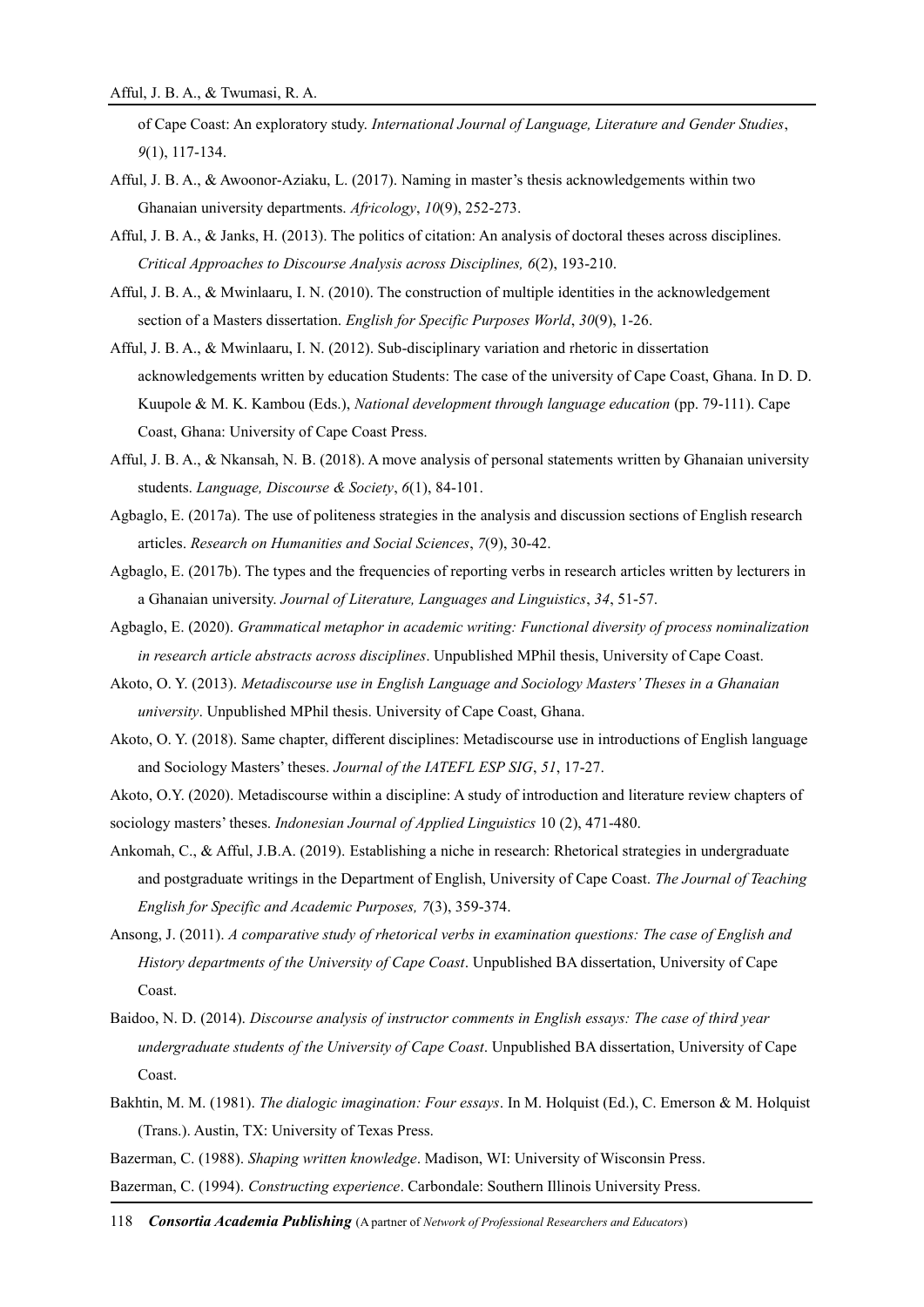of Cape Coast: An exploratory study. *International Journal of Language, Literature and Gender Studies*, *9*(1), 117-134.

Afful, J. B. A., & Awoonor-Aziaku, L. (2017). Naming in master's thesis acknowledgements within two Ghanaian university departments. *Africology*, *10*(9), 252-273.

Afful, J. B. A., & Janks, H. (2013). The politics of citation: An analysis of doctoral theses across disciplines. *Critical Approaches to Discourse Analysis across Disciplines, 6*(2), 193-210.

Afful, J. B. A., & Mwinlaaru, I. N. (2010). The construction of multiple identities in the acknowledgement section of a Masters dissertation. *English for Specific Purposes World*, *30*(9), 1-26.

Afful, J. B. A., & Mwinlaaru, I. N. (2012). Sub-disciplinary variation and rhetoric in dissertation acknowledgements written by education Students: The case of the university of Cape Coast, Ghana. In D. D. Kuupole & M. K. Kambou (Eds.), *National development through language education* (pp. 79-111). Cape Coast, Ghana: University of Cape Coast Press.

Afful, J. B. A., & Nkansah, N. B. (2018). A move analysis of personal statements written by Ghanaian university students. *Language, Discourse & Society*, *6*(1), 84-101.

Agbaglo, E. (2017a). The use of politeness strategies in the analysis and discussion sections of English research articles. *Research on Humanities and Social Sciences*, *7*(9), 30-42.

Agbaglo, E. (2017b). The types and the frequencies of reporting verbs in research articles written by lecturers in a Ghanaian university. *Journal of Literature, Languages and Linguistics*, *34*, 51-57.

Agbaglo, E. (2020). *Grammatical metaphor in academic writing: Functional diversity of process nominalization in research article abstracts across disciplines*. Unpublished MPhil thesis, University of Cape Coast.

Akoto, O. Y. (2013). *Metadiscourse use in English Language and Sociology Masters' Theses in a Ghanaian university*. Unpublished MPhil thesis. University of Cape Coast, Ghana.

Akoto, O. Y. (2018). Same chapter, different disciplines: Metadiscourse use in introductions of English language and Sociology Masters' theses. *Journal of the IATEFL ESP SIG*, *51*, 17-27.

Akoto, O.Y. (2020). Metadiscourse within a discipline: A study of introduction and literature review chapters of sociology masters' theses. *Indonesian Journal of Applied Linguistics* 10 (2), 471-480.

Ankomah, C., & Afful, J.B.A. (2019). Establishing a niche in research: Rhetorical strategies in undergraduate and postgraduate writings in the Department of English, University of Cape Coast. *The Journal of Teaching English for Specific and Academic Purposes, 7*(3), 359-374.

Ansong, J. (2011). *A comparative study of rhetorical verbs in examination questions: The case of English and History departments of the University of Cape Coast*. Unpublished BA dissertation, University of Cape Coast.

Baidoo, N. D. (2014). *Discourse analysis of instructor comments in English essays: The case of third year undergraduate students of the University of Cape Coast*. Unpublished BA dissertation, University of Cape Coast.

Bakhtin, M. M. (1981). *The dialogic imagination: Four essays*. In M. Holquist (Ed.), C. Emerson & M. Holquist (Trans.). Austin, TX: University of Texas Press.

Bazerman, C. (1988). *Shaping written knowledge*. Madison, WI: University of Wisconsin Press.

Bazerman, C. (1994). *Constructing experience*. Carbondale: Southern Illinois University Press.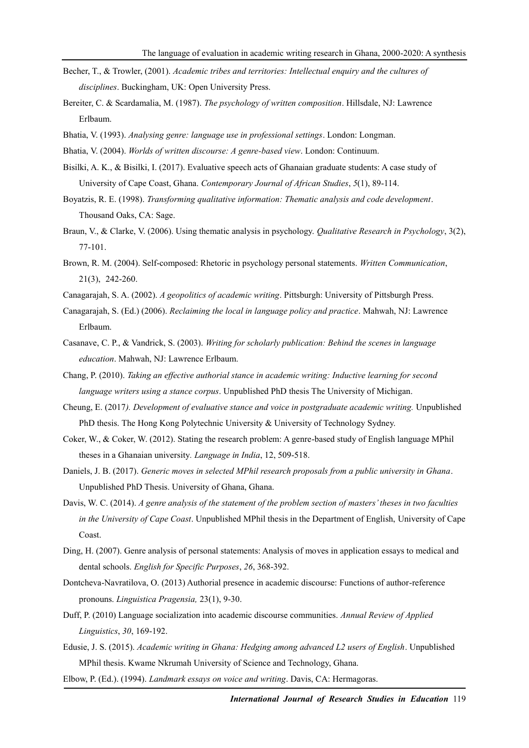Becher, T., & Trowler, (2001). *Academic tribes and territories: Intellectual enquiry and the cultures of disciplines*. Buckingham, UK: Open University Press.

Bereiter, C. & Scardamalia, M. (1987). *The psychology of written composition*. Hillsdale, NJ: Lawrence Erlbaum.

Bhatia, V. (1993). *Analysing genre: language use in professional settings*. London: Longman.

Bhatia, V. (2004). *Worlds of written discourse: A genre-based view*. London: Continuum.

Bisilki, A. K., & Bisilki, I. (2017). Evaluative speech acts of Ghanaian graduate students: A case study of University of Cape Coast, Ghana. *Contemporary Journal of African Studies*, *5*(1), 89-114.

Boyatzis, R. E. (1998). *Transforming qualitative information: Thematic analysis and code development*. Thousand Oaks, CA: Sage.

Braun, V., & Clarke, V. (2006). Using thematic analysis in psychology. *Qualitative Research in Psychology*, 3(2), 77-101.

Brown, R. M. (2004). Self-composed: Rhetoric in psychology personal statements. *Written Communication*, 21(3), 242-260.

Canagarajah, S. A. (2002). *A geopolitics of academic writing*. Pittsburgh: University of Pittsburgh Press.

Canagarajah, S. (Ed.) (2006). *Reclaiming the local in language policy and practice*. Mahwah, NJ: Lawrence Erlbaum.

Casanave, C. P., & Vandrick, S. (2003). *Writing for scholarly publication: Behind the scenes in language education*. Mahwah, NJ: Lawrence Erlbaum.

Chang, P. (2010). *Taking an effective authorial stance in academic writing: Inductive learning for second language writers using a stance corpus*. Unpublished PhD thesis The University of Michigan.

Cheung, E. (2017*). Development of evaluative stance and voice in postgraduate academic writing.* Unpublished PhD thesis. The Hong Kong Polytechnic University & University of Technology Sydney.

Coker, W., & Coker, W. (2012). Stating the research problem: A genre-based study of English language MPhil theses in a Ghanaian university*. Language in India*, 12, 509-518.

Daniels, J. B. (2017). *Generic moves in selected MPhil research proposals from a public university in Ghana*. Unpublished PhD Thesis. University of Ghana, Ghana.

Davis, W. C. (2014). *A genre analysis of the statement of the problem section of masters' theses in two faculties in the University of Cape Coast*. Unpublished MPhil thesis in the Department of English, University of Cape Coast.

Ding, H. (2007). Genre analysis of personal statements: Analysis of moves in application essays to medical and dental schools. *English for Specific Purposes*, *26*, 368-392.

Dontcheva-Navratilova, O. (2013) Authorial presence in academic discourse: Functions of author-reference pronouns. *Linguistica Pragensia,* 23(1), 9-30.

Duff, P. (2010) Language socialization into academic discourse communities. *Annual Review of Applied Linguistics*, *30*, 169-192.

Edusie, J. S. (2015). *Academic writing in Ghana: Hedging among advanced L2 users of English*. Unpublished MPhil thesis. Kwame Nkrumah University of Science and Technology, Ghana.

Elbow, P. (Ed.). (1994). *Landmark essays on voice and writing*. Davis, CA: Hermagoras.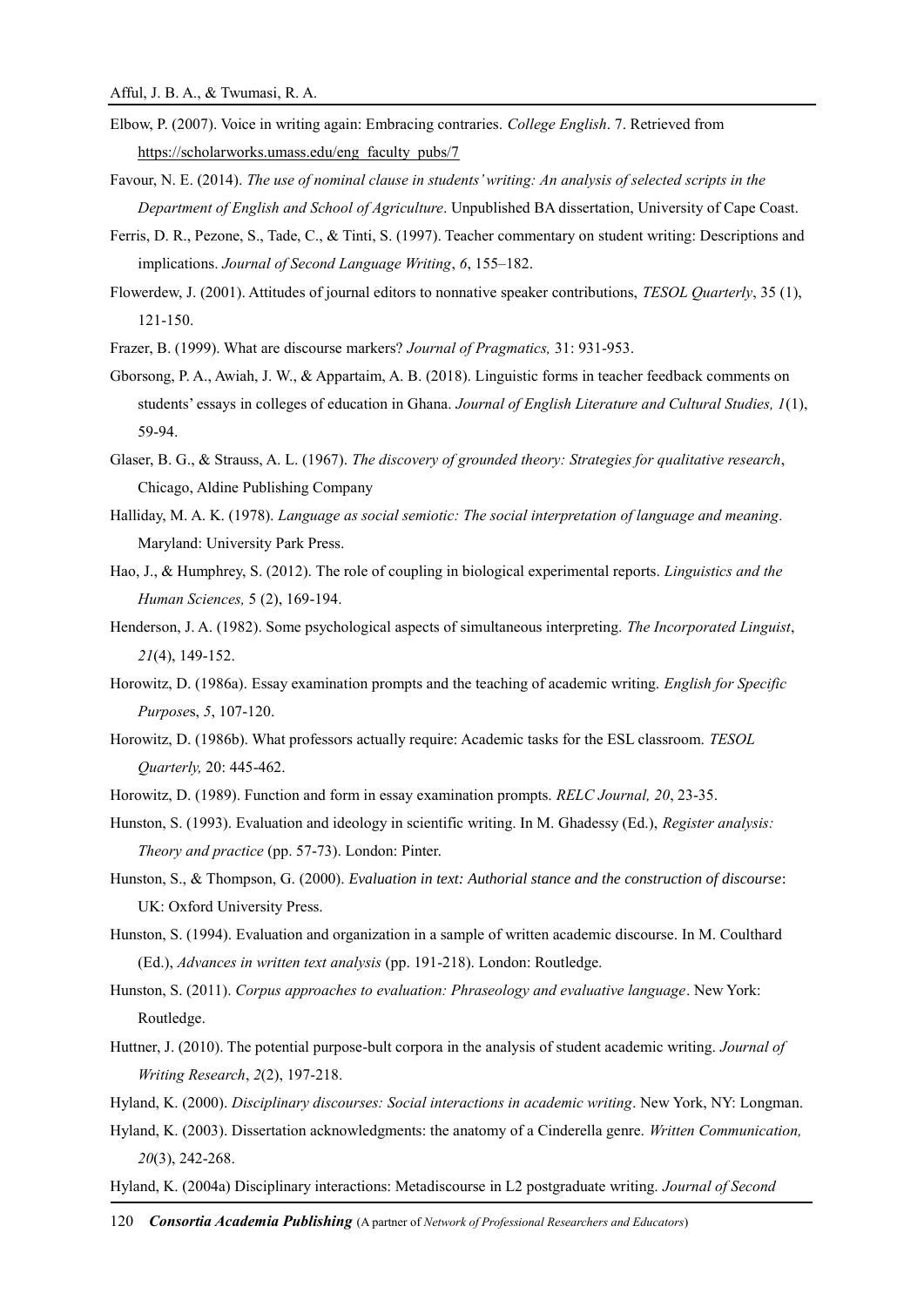Elbow, P. (2007). Voice in writing again: Embracing contraries. *College English*. 7. Retrieved from https://scholarworks.umass.edu/eng_faculty_pubs/7

Favour, N. E. (2014). *The use of nominal clause in students' writing: An analysis of selected scripts in the Department of English and School of Agriculture*. Unpublished BA dissertation, University of Cape Coast.

Ferris, D. R., Pezone, S., Tade, C., & Tinti, S. (1997). Teacher commentary on student writing: Descriptions and implications. *Journal of Second Language Writing*, *6*, 155–182.

Flowerdew, J. (2001). Attitudes of journal editors to nonnative speaker contributions, *TESOL Quarterly*, 35 (1), 121-150.

Frazer, B. (1999). What are discourse markers? *Journal of Pragmatics,* 31: 931-953.

Gborsong, P. A., Awiah, J. W., & Appartaim, A. B. (2018). Linguistic forms in teacher feedback comments on students' essays in colleges of education in Ghana. *Journal of English Literature and Cultural Studies, 1*(1), 59-94.

Glaser, B. G., & Strauss, A. L. (1967). *The discovery of grounded theory: Strategies for qualitative research*, Chicago, Aldine Publishing Company

Halliday, M. A. K. (1978). *Language as social semiotic: The social interpretation of language and meaning*. Maryland: University Park Press.

Hao, J., & Humphrey, S. (2012). The role of coupling in biological experimental reports. *Linguistics and the Human Sciences,* 5 (2), 169-194.

Henderson, J. A. (1982). Some psychological aspects of simultaneous interpreting. *The Incorporated Linguist*, *21*(4), 149-152.

Horowitz, D. (1986a). Essay examination prompts and the teaching of academic writing. *English for Specific Purposes*, *5*, 107-120.

Horowitz, D. (1986b). What professors actually require: Academic tasks for the ESL classroom. *TESOL Quarterly,* 20: 445-462.

Horowitz, D. (1989). Function and form in essay examination prompts. *RELC Journal, 20*, 23-35.

Hunston, S. (1993). Evaluation and ideology in scientific writing. In M. Ghadessy (Ed.), *Register analysis: Theory and practice* (pp. 57-73). London: Pinter.

Hunston, S., & Thompson, G. (2000). *Evaluation in text: Authorial stance and the construction of discourse*: UK: Oxford University Press.

Hunston, S. (1994). Evaluation and organization in a sample of written academic discourse. In M. Coulthard (Ed.), *Advances in written text analysis* (pp. 191-218). London: Routledge.

Hunston, S. (2011). *Corpus approaches to evaluation: Phraseology and evaluative language*. New York: Routledge.

Huttner, J. (2010). The potential purpose-bult corpora in the analysis of student academic writing. *Journal of Writing Research*, *2*(2), 197-218.

Hyland, K. (2000). *Disciplinary discourses: Social interactions in academic writing*. New York, NY: Longman.

Hyland, K. (2003). Dissertation acknowledgments: the anatomy of a Cinderella genre. *Written Communication, 20*(3), 242-268.

Hyland, K. (2004a) Disciplinary interactions: Metadiscourse in L2 postgraduate writing. *Journal of Second*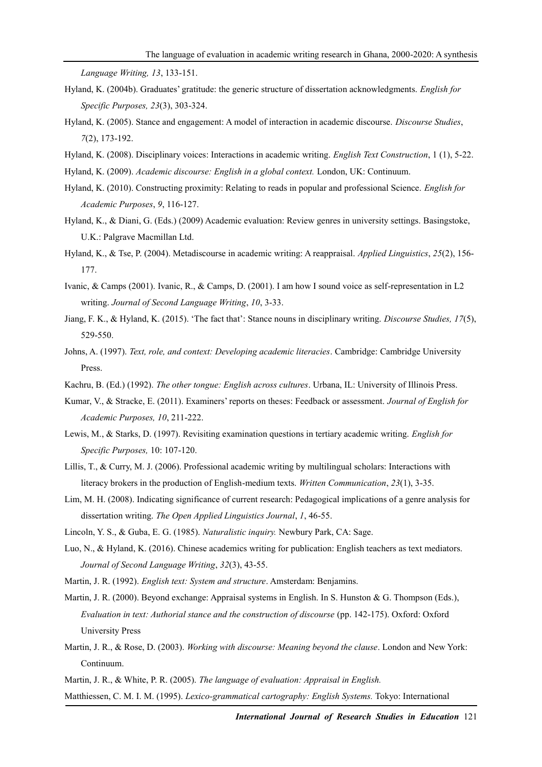*Language Writing, 13*, 133-151.

Hyland, K. (2004b). Graduates' gratitude: the generic structure of dissertation acknowledgments. *English for Specific Purposes, 23*(3), 303-324.

Hyland, K. (2005). Stance and engagement: A model of interaction in academic discourse. *Discourse Studies*, *7*(2), 173-192.

Hyland, K. (2008). Disciplinary voices: Interactions in academic writing. *English Text Construction*, 1 (1), 5-22.

Hyland, K. (2009). *Academic discourse: English in a global context.* London, UK: Continuum.

Hyland, K. (2010). Constructing proximity: Relating to reads in popular and professional Science. *English for Academic Purposes*, *9*, 116-127.

Hyland, K., & Diani, G. (Eds.) (2009) Academic evaluation: Review genres in university settings. Basingstoke, U.K.: Palgrave Macmillan Ltd.

Hyland, K., & Tse, P. (2004). Metadiscourse in academic writing: A reappraisal. *Applied Linguistics*, *25*(2), 156-177.

Ivanic, & Camps (2001). Ivanic, R., & Camps, D. (2001). I am how I sound voice as self-representation in L2 writing. *Journal of Second Language Writing*, *10*, 3-33.

Jiang, F. K., & Hyland, K. (2015). 'The fact that': Stance nouns in disciplinary writing. *Discourse Studies, 17*(5), 529-550.

Johns, A. (1997). *Text, role, and context: Developing academic literacies*. Cambridge: Cambridge University Press.

Kachru, B. (Ed.) (1992). *The other tongue: English across cultures*. Urbana, IL: University of Illinois Press.

Kumar, V., & Stracke, E. (2011). Examiners' reports on theses: Feedback or assessment. *Journal of English for Academic Purposes, 10*, 211-222.

Lewis, M., & Starks, D. (1997). Revisiting examination questions in tertiary academic writing. *English for Specific Purposes,* 10: 107-120.

Lillis, T., & Curry, M. J. (2006). Professional academic writing by multilingual scholars: Interactions with literacy brokers in the production of English-medium texts. *Written Communication*, *23*(1), 3-35.

Lim, M. H. (2008). Indicating significance of current research: Pedagogical implications of a genre analysis for dissertation writing. *The Open Applied Linguistics Journal*, *1*, 46-55.

Lincoln, Y. S., & Guba, E. G. (1985). *Naturalistic inquiry.* Newbury Park, CA: Sage.

Luo, N., & Hyland, K. (2016). Chinese academics writing for publication: English teachers as text mediators. *Journal of Second Language Writing*, *32*(3), 43-55.

Martin, J. R. (1992). *English text: System and structure*. Amsterdam: Benjamins.

Martin, J. R. (2000). Beyond exchange: Appraisal systems in English. In S. Hunston & G. Thompson (Eds.), *Evaluation in text: Authorial stance and the construction of discourse* (pp. 142-175). Oxford: Oxford University Press

Martin, J. R., & Rose, D. (2003). *Working with discourse: Meaning beyond the clause*. London and New York: Continuum.

Martin, J. R., & White, P. R. (2005). *The language of evaluation: Appraisal in English.*

Matthiessen, C. M. I. M. (1995). *Lexico-grammatical cartography: English Systems.* Tokyo: International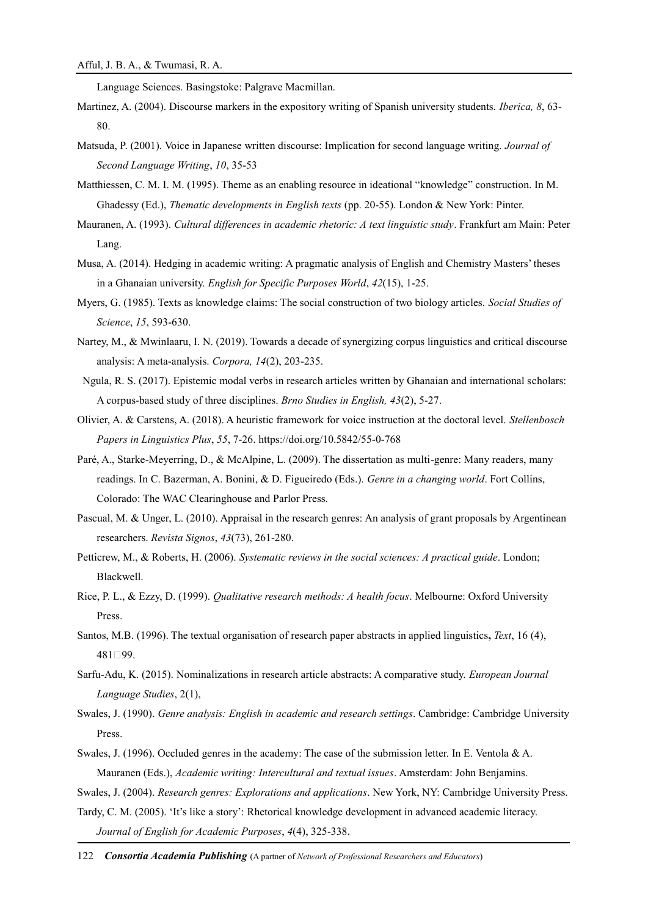Language Sciences. Basingstoke: Palgrave Macmillan.

Martinez, A. (2004). Discourse markers in the expository writing of Spanish university students. *Iberica, 8*, 63-80.

Matsuda, P. (2001). Voice in Japanese written discourse: Implication for second language writing. *Journal of Second Language Writing*, *10*, 35-53

Matthiessen, C. M. I. M. (1995). Theme as an enabling resource in ideational "knowledge" construction. In M. Ghadessy (Ed.), *Thematic developments in English texts* (pp. 20-55). London & New York: Pinter.

Mauranen, A. (1993). *Cultural differences in academic rhetoric: A text linguistic study*. Frankfurt am Main: Peter Lang.

Musa, A. (2014). Hedging in academic writing: A pragmatic analysis of English and Chemistry Masters' theses in a Ghanaian university. *English for Specific Purposes World*, *42*(15), 1-25.

Myers, G. (1985). Texts as knowledge claims: The social construction of two biology articles. *Social Studies of Science*, *15*, 593-630.

Nartey, M., & Mwinlaaru, I. N. (2019). Towards a decade of synergizing corpus linguistics and critical discourse analysis: A meta-analysis. *Corpora, 14*(2), 203-235.

Ngula, R. S. (2017). Epistemic modal verbs in research articles written by Ghanaian and international scholars: A corpus-based study of three disciplines. *Brno Studies in English, 43*(2), 5-27.

Olivier, A. & Carstens, A. (2018). A heuristic framework for voice instruction at the doctoral level. *Stellenbosch Papers in Linguistics Plus*, *55*, 7-26. https://doi.org/10.5842/55-0-768

Paré, A., Starke-Meyerring, D., & McAlpine, L. (2009). The dissertation as multi-genre: Many readers, many readings. In C. Bazerman, A. Bonini, & D. Figueiredo (Eds.). *Genre in a changing world*. Fort Collins, Colorado: The WAC Clearinghouse and Parlor Press.

Pascual, M. & Unger, L. (2010). Appraisal in the research genres: An analysis of grant proposals by Argentinean researchers. *Revista Signos*, *43*(73), 261-280.

Petticrew, M., & Roberts, H. (2006). *Systematic reviews in the social sciences: A practical guide*. London; Blackwell.

Rice, P. L., & Ezzy, D. (1999). *Qualitative research methods: A health focus*. Melbourne: Oxford University Press.

Santos, M.B. (1996). The textual organisation of research paper abstracts in applied linguistics**,** *Text*, 16 (4), 481□99.

Sarfu-Adu, K. (2015). Nominalizations in research article abstracts: A comparative study. *European Journal Language Studies*, 2(1),

Swales, J. (1990). *Genre analysis: English in academic and research settings*. Cambridge: Cambridge University Press.

Swales, J. (1996). Occluded genres in the academy: The case of the submission letter. In E. Ventola & A. Mauranen (Eds.), *Academic writing: Intercultural and textual issues*. Amsterdam: John Benjamins.

Swales, J. (2004). *Research genres: Explorations and applications*. New York, NY: Cambridge University Press.

Tardy, C. M. (2005). 'It's like a story': Rhetorical knowledge development in advanced academic literacy. *Journal of English for Academic Purposes*, *4*(4), 325-338.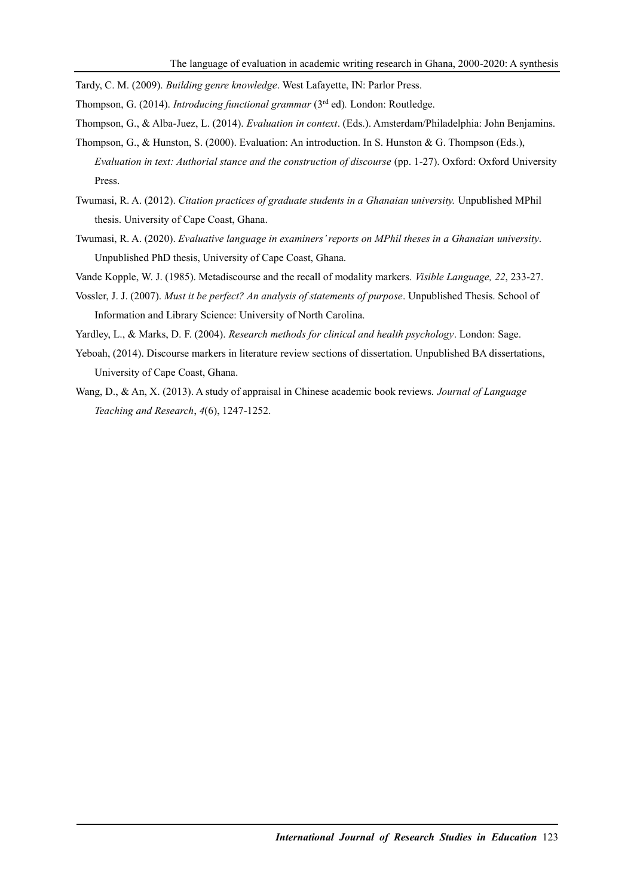Tardy, C. M. (2009). *Building genre knowledge*. West Lafayette, IN: Parlor Press.

Thompson, G. (2014). *Introducing functional grammar* (3rd ed). London: Routledge.

Thompson, G., & Alba-Juez, L. (2014). *Evaluation in context*. (Eds.). Amsterdam/Philadelphia: John Benjamins.

Thompson, G., & Hunston, S. (2000). Evaluation: An introduction. In S. Hunston & G. Thompson (Eds.), *Evaluation in text: Authorial stance and the construction of discourse* (pp. 1-27). Oxford: Oxford University Press.

Twumasi, R. A. (2012). *Citation practices of graduate students in a Ghanaian university.* Unpublished MPhil thesis. University of Cape Coast, Ghana.

Twumasi, R. A. (2020). *Evaluative language in examiners' reports on MPhil theses in a Ghanaian university*. Unpublished PhD thesis, University of Cape Coast, Ghana.

Vande Kopple, W. J. (1985). Metadiscourse and the recall of modality markers. *Visible Language, 22*, 233-27.

Vossler, J. J. (2007). *Must it be perfect? An analysis of statements of purpose*. Unpublished Thesis. School of Information and Library Science: University of North Carolina.

Yardley, L., & Marks, D. F. (2004). *Research methods for clinical and health psychology*. London: Sage.

Yeboah, (2014). Discourse markers in literature review sections of dissertation. Unpublished BA dissertations, University of Cape Coast, Ghana.

Wang, D., & An, X. (2013). A study of appraisal in Chinese academic book reviews. *Journal of Language Teaching and Research*, *4*(6), 1247-1252.